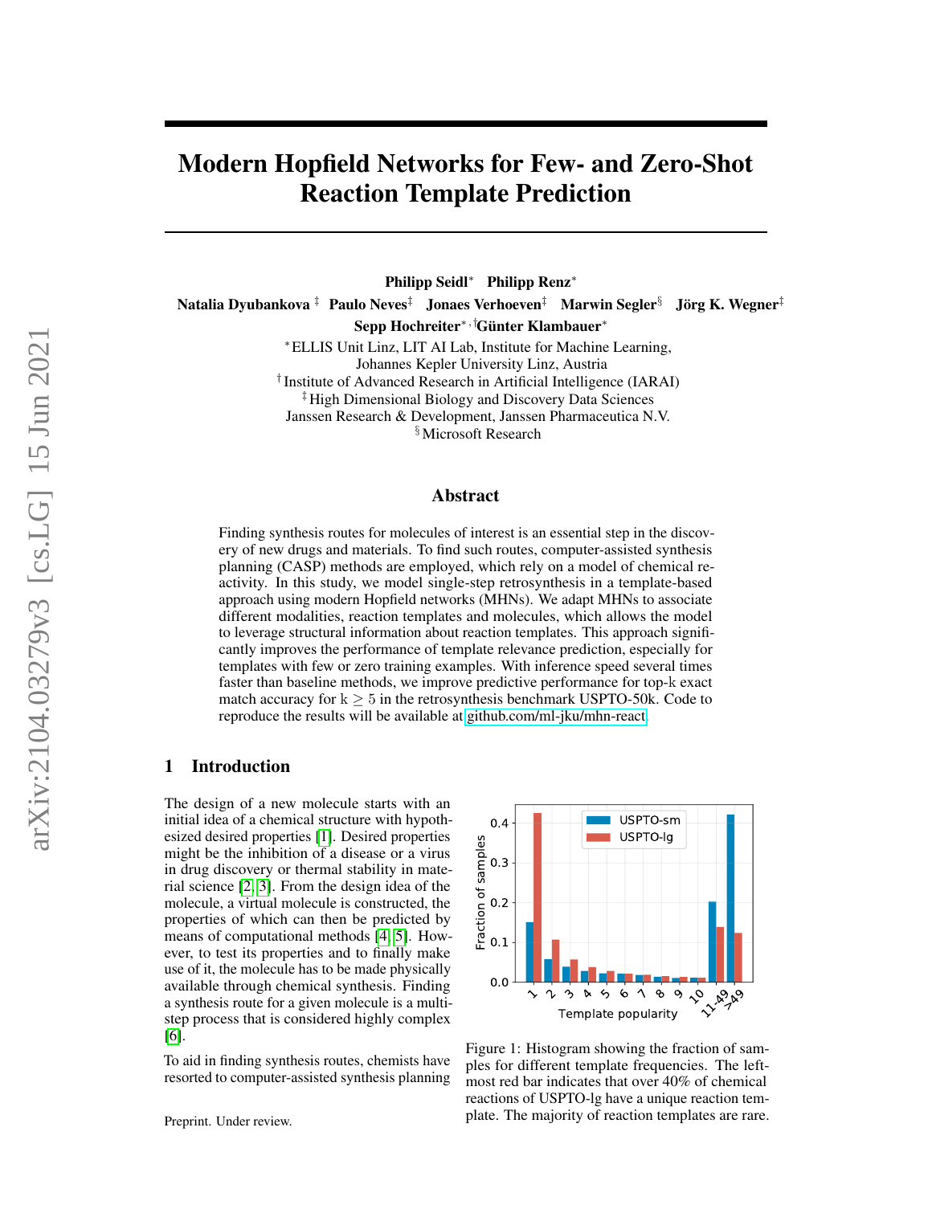# Modern Hopfield Networks for Few- and Zero-Shot Reaction Template Prediction

**Philipp Seidl**[*] **Philipp Renz**[*]

**Natalia Dyubankova** [‡] **Paulo Neves**[‡] **Jonaes Verhoeven**[‡] **Marwin Segler**[§] **Jörg K. Wegner**[‡]

**Sepp Hochreiter**[*,†] **Günter Klambauer**[*]

[*]ELLIS Unit Linz, LIT AI Lab, Institute for Machine Learning,
Johannes Kepler University Linz, Austria

[†]Institute of Advanced Research in Artificial Intelligence (IARAI)

[‡]High Dimensional Biology and Discovery Data Sciences
Janssen Research & Development, Janssen Pharmaceutica N.V.

[§]Microsoft Research

## Abstract

Finding synthesis routes for molecules of interest is an essential step in the discovery of new drugs and materials. To find such routes, computer-assisted synthesis planning (CASP) methods are employed, which rely on a model of chemical reactivity. In this study, we model single-step retrosynthesis in a template-based approach using modern Hopfield networks (MHNs). We adapt MHNs to associate different modalities, reaction templates and molecules, which allows the model to leverage structural information about reaction templates. This approach significantly improves the performance of template relevance prediction, especially for templates with few or zero training examples. With inference speed several times faster than baseline methods, we improve predictive performance for top-k exact match accuracy for $k \geq 5$ in the retrosynthesis benchmark USPTO-50k. Code to reproduce the results will be available at github.com/ml-jku/mhn-react.

## 1 Introduction

The design of a new molecule starts with an initial idea of a chemical structure with hypothesized desired properties [1]. Desired properties might be the inhibition of a disease or a virus in drug discovery or thermal stability in material science [2, 3]. From the design idea of the molecule, a virtual molecule is constructed, the properties of which can then be predicted by means of computational methods [4, 5]. However, to test its properties and to finally make use of it, the molecule has to be made physically available through chemical synthesis. Finding a synthesis route for a given molecule is a multi-step process that is considered highly complex [6].

To aid in finding synthesis routes, chemists have resorted to computer-assisted synthesis planning

Figure 1: Histogram showing the fraction of samples for different template frequencies. The leftmost red bar indicates that over 40% of chemical reactions of USPTO-lg have a unique reaction template. The majority of reaction templates are rare.

Preprint. Under review.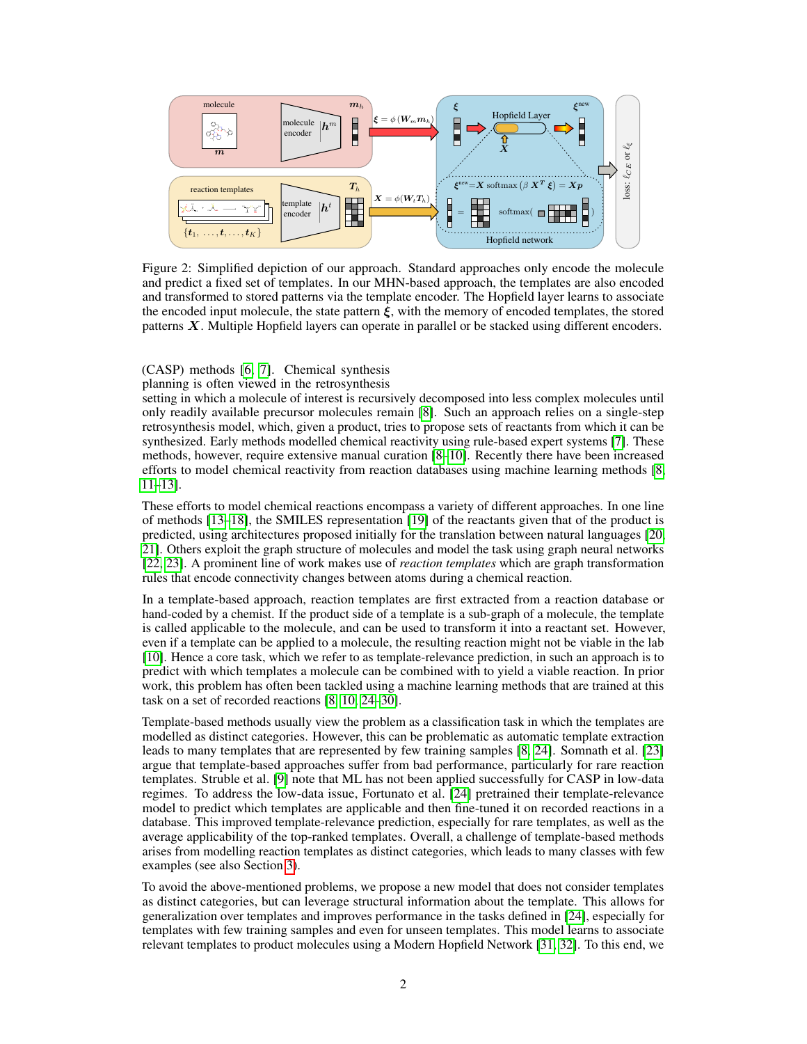Figure 2: Simplified depiction of our approach. Standard approaches only encode the molecule and predict a fixed set of templates. In our MHN-based approach, the templates are also encoded and transformed to stored patterns via the template encoder. The Hopfield layer learns to associate the encoded input molecule, the state pattern $\boldsymbol{\xi}$, with the memory of encoded templates, the stored patterns $\boldsymbol{X}$. Multiple Hopfield layers can operate in parallel or be stacked using different encoders.

(CASP) methods [6, 7]. Chemical synthesis planning is often viewed in the retrosynthesis setting in which a molecule of interest is recursively decomposed into less complex molecules until only readily available precursor molecules remain [8]. Such an approach relies on a single-step retrosynthesis model, which, given a product, tries to propose sets of reactants from which it can be synthesized. Early methods modelled chemical reactivity using rule-based expert systems [7]. These methods, however, require extensive manual curation [8–10]. Recently there have been increased efforts to model chemical reactivity from reaction databases using machine learning methods [8, 11–13].

These efforts to model chemical reactions encompass a variety of different approaches. In one line of methods [13–18], the SMILES representation [19] of the reactants given that of the product is predicted, using architectures proposed initially for the translation between natural languages [20, 21]. Others exploit the graph structure of molecules and model the task using graph neural networks [22, 23]. A prominent line of work makes use of *reaction templates* which are graph transformation rules that encode connectivity changes between atoms during a chemical reaction.

In a template-based approach, reaction templates are first extracted from a reaction database or hand-coded by a chemist. If the product side of a template is a sub-graph of a molecule, the template is called applicable to the molecule, and can be used to transform it into a reactant set. However, even if a template can be applied to a molecule, the resulting reaction might not be viable in the lab [10]. Hence a core task, which we refer to as template-relevance prediction, in such an approach is to predict with which templates a molecule can be combined with to yield a viable reaction. In prior work, this problem has often been tackled using a machine learning methods that are trained at this task on a set of recorded reactions [8, 10, 24–30].

Template-based methods usually view the problem as a classification task in which the templates are modelled as distinct categories. However, this can be problematic as automatic template extraction leads to many templates that are represented by few training samples [8, 24]. Somnath et al. [23] argue that template-based approaches suffer from bad performance, particularly for rare reaction templates. Struble et al. [9] note that ML has not been applied successfully for CASP in low-data regimes. To address the low-data issue, Fortunato et al. [24] pretrained their template-relevance model to predict which templates are applicable and then fine-tuned it on recorded reactions in a database. This improved template-relevance prediction, especially for rare templates, as well as the average applicability of the top-ranked templates. Overall, a challenge of template-based methods arises from modelling reaction templates as distinct categories, which leads to many classes with few examples (see also Section 3).

To avoid the above-mentioned problems, we propose a new model that does not consider templates as distinct categories, but can leverage structural information about the template. This allows for generalization over templates and improves performance in the tasks defined in [24], especially for templates with few training samples and even for unseen templates. This model learns to associate relevant templates to product molecules using a Modern Hopfield Network [31, 32]. To this end, we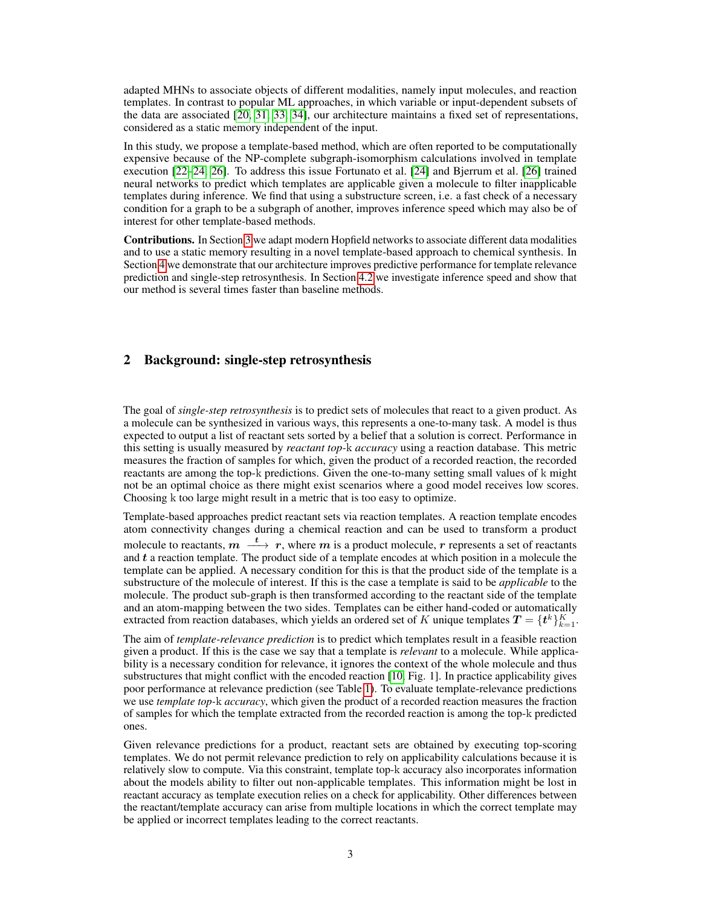adapted MHNs to associate objects of different modalities, namely input molecules, and reaction templates. In contrast to popular ML approaches, in which variable or input-dependent subsets of the data are associated [20, 31, 33, 34], our architecture maintains a fixed set of representations, considered as a static memory independent of the input.

In this study, we propose a template-based method, which are often reported to be computationally expensive because of the NP-complete subgraph-isomorphism calculations involved in template execution [22–24, 26]. To address this issue Fortunato et al. [24] and Bjerrum et al. [26] trained neural networks to predict which templates are applicable given a molecule to filter inapplicable templates during inference. We find that using a substructure screen, i.e. a fast check of a necessary condition for a graph to be a subgraph of another, improves inference speed which may also be of interest for other template-based methods.

**Contributions.** In Section 3 we adapt modern Hopfield networks to associate different data modalities and to use a static memory resulting in a novel template-based approach to chemical synthesis. In Section 4 we demonstrate that our architecture improves predictive performance for template relevance prediction and single-step retrosynthesis. In Section 4.2 we investigate inference speed and show that our method is several times faster than baseline methods.

## 2 Background: single-step retrosynthesis

The goal of *single-step retrosynthesis* is to predict sets of molecules that react to a given product. As a molecule can be synthesized in various ways, this represents a one-to-many task. A model is thus expected to output a list of reactant sets sorted by a belief that a solution is correct. Performance in this setting is usually measured by *reactant top-*$\mathrm{k}$ *accuracy* using a reaction database. This metric measures the fraction of samples for which, given the product of a recorded reaction, the recorded reactants are among the top-$\mathrm{k}$ predictions. Given the one-to-many setting small values of $\mathrm{k}$ might not be an optimal choice as there might exist scenarios where a good model receives low scores. Choosing $\mathrm{k}$ too large might result in a metric that is too easy to optimize.

Template-based approaches predict reactant sets via reaction templates. A reaction template encodes atom connectivity changes during a chemical reaction and can be used to transform a product molecule to reactants, $\boldsymbol{m} \xrightarrow{\boldsymbol{t}} \boldsymbol{r}$, where $\boldsymbol{m}$ is a product molecule, $\boldsymbol{r}$ represents a set of reactants and $\boldsymbol{t}$ a reaction template. The product side of a template encodes at which position in a molecule the template can be applied. A necessary condition for this is that the product side of the template is a substructure of the molecule of interest. If this is the case a template is said to be *applicable* to the molecule. The product sub-graph is then transformed according to the reactant side of the template and an atom-mapping between the two sides. Templates can be either hand-coded or automatically extracted from reaction databases, which yields an ordered set of $K$ unique templates $\boldsymbol{T} = \{\boldsymbol{t}^k\}_{k=1}^{K}$.

The aim of *template-relevance prediction* is to predict which templates result in a feasible reaction given a product. If this is the case we say that a template is *relevant* to a molecule. While applicability is a necessary condition for relevance, it ignores the context of the whole molecule and thus substructures that might conflict with the encoded reaction [10, Fig. 1]. In practice applicability gives poor performance at relevance prediction (see Table 1). To evaluate template-relevance predictions we use *template top-*$\mathrm{k}$ *accuracy*, which given the product of a recorded reaction measures the fraction of samples for which the template extracted from the recorded reaction is among the top-$\mathrm{k}$ predicted ones.

Given relevance predictions for a product, reactant sets are obtained by executing top-scoring templates. We do not permit relevance prediction to rely on applicability calculations because it is relatively slow to compute. Via this constraint, template top-$\mathrm{k}$ accuracy also incorporates information about the models ability to filter out non-applicable templates. This information might be lost in reactant accuracy as template execution relies on a check for applicability. Other differences between the reactant/template accuracy can arise from multiple locations in which the correct template may be applied or incorrect templates leading to the correct reactants.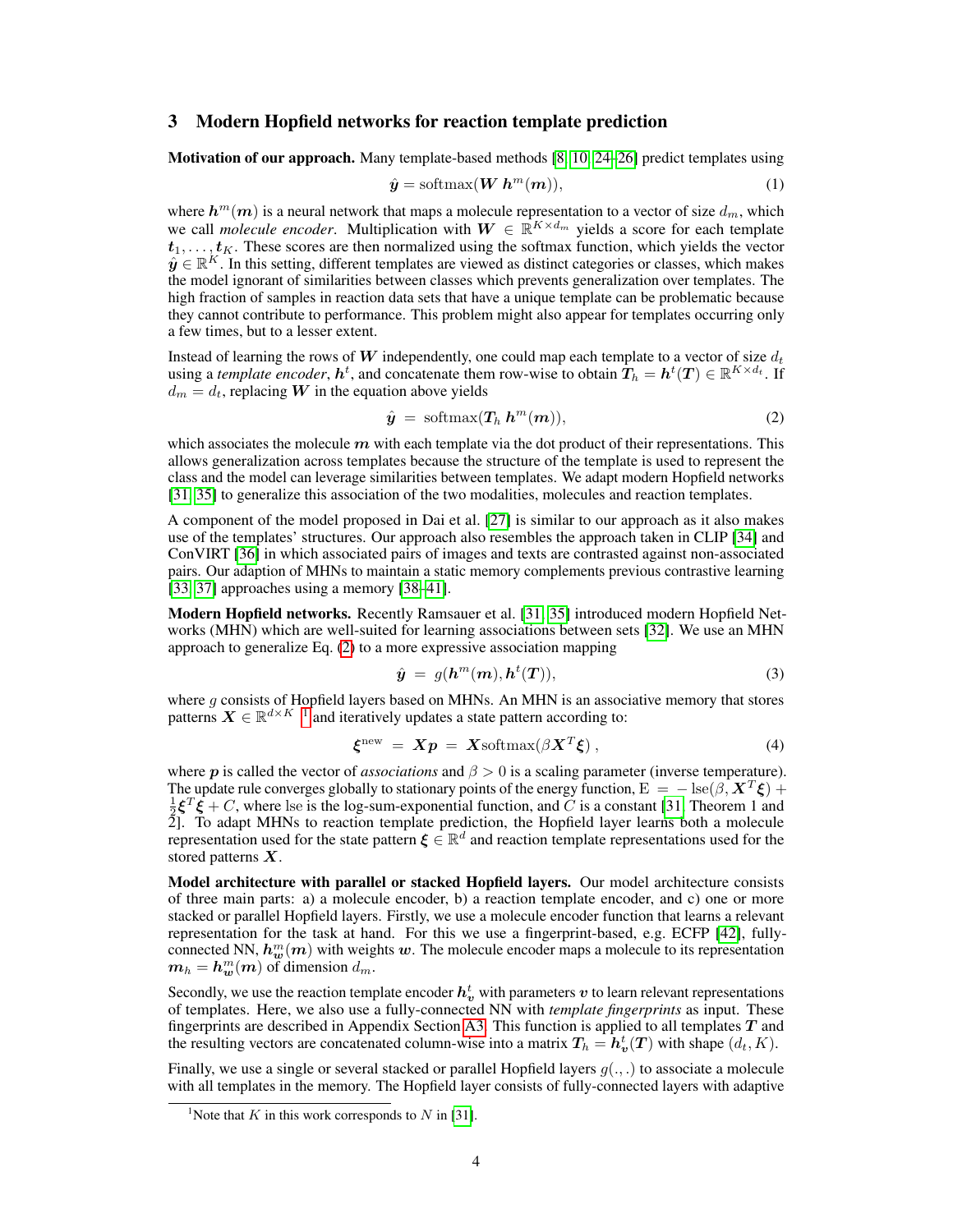## 3 Modern Hopfield networks for reaction template prediction

**Motivation of our approach.** Many template-based methods [8, 10, 24–26] predict templates using

$$\hat{\boldsymbol{y}} = \operatorname{softmax}(\boldsymbol{W}\, \boldsymbol{h}^m(\boldsymbol{m})), \tag{1}$$

where $\boldsymbol{h}^m(\boldsymbol{m})$ is a neural network that maps a molecule representation to a vector of size $d_m$, which we call *molecule encoder*. Multiplication with $\boldsymbol{W} \in \mathbb{R}^{K \times d_m}$ yields a score for each template $\boldsymbol{t}_1, \ldots, \boldsymbol{t}_K$. These scores are then normalized using the softmax function, which yields the vector $\hat{\boldsymbol{y}} \in \mathbb{R}^K$. In this setting, different templates are viewed as distinct categories or classes, which makes the model ignorant of similarities between classes which prevents generalization over templates. The high fraction of samples in reaction data sets that have a unique template can be problematic because they cannot contribute to performance. This problem might also appear for templates occurring only a few times, but to a lesser extent.

Instead of learning the rows of $\boldsymbol{W}$ independently, one could map each template to a vector of size $d_t$ using a *template encoder*, $\boldsymbol{h}^t$, and concatenate them row-wise to obtain $\boldsymbol{T}_h = \boldsymbol{h}^t(\boldsymbol{T}) \in \mathbb{R}^{K \times d_t}$. If $d_m = d_t$, replacing $\boldsymbol{W}$ in the equation above yields

$$\hat{\boldsymbol{y}} \;=\; \operatorname{softmax}(\boldsymbol{T}_h\, \boldsymbol{h}^m(\boldsymbol{m})), \tag{2}$$

which associates the molecule $\boldsymbol{m}$ with each template via the dot product of their representations. This allows generalization across templates because the structure of the template is used to represent the class and the model can leverage similarities between templates. We adapt modern Hopfield networks [31, 35] to generalize this association of the two modalities, molecules and reaction templates.

A component of the model proposed in Dai et al. [27] is similar to our approach as it also makes use of the templates' structures. Our approach also resembles the approach taken in CLIP [34] and ConVIRT [36] in which associated pairs of images and texts are contrasted against non-associated pairs. Our adaption of MHNs to maintain a static memory complements previous contrastive learning [33, 37] approaches using a memory [38–41].

**Modern Hopfield networks.** Recently Ramsauer et al. [31, 35] introduced modern Hopfield Networks (MHN) which are well-suited for learning associations between sets [32]. We use an MHN approach to generalize Eq. (2) to a more expressive association mapping

$$\hat{\boldsymbol{y}} \;=\; g(\boldsymbol{h}^m(\boldsymbol{m}), \boldsymbol{h}^t(\boldsymbol{T})), \tag{3}$$

where $g$ consists of Hopfield layers based on MHNs. An MHN is an associative memory that stores patterns $\boldsymbol{X} \in \mathbb{R}^{d \times K}$ [1] and iteratively updates a state pattern according to:

$$\boldsymbol{\xi}^{\text{new}} \;=\; \boldsymbol{X}\boldsymbol{p} \;=\; \boldsymbol{X}\operatorname{softmax}(\beta \boldsymbol{X}^T \boldsymbol{\xi})\,, \tag{4}$$

where $\boldsymbol{p}$ is called the vector of *associations* and $\beta > 0$ is a scaling parameter (inverse temperature). The update rule converges globally to stationary points of the energy function, $\mathrm{E} \;=\; -\operatorname{lse}(\beta, \boldsymbol{X}^T\boldsymbol{\xi}) + \frac{1}{2}\boldsymbol{\xi}^T\boldsymbol{\xi} + C$, where lse is the log-sum-exponential function, and $C$ is a constant [31, Theorem 1 and 2]. To adapt MHNs to reaction template prediction, the Hopfield layer learns both a molecule representation used for the state pattern $\boldsymbol{\xi} \in \mathbb{R}^d$ and reaction template representations used for the stored patterns $\boldsymbol{X}$.

**Model architecture with parallel or stacked Hopfield layers.** Our model architecture consists of three main parts: a) a molecule encoder, b) a reaction template encoder, and c) one or more stacked or parallel Hopfield layers. Firstly, we use a molecule encoder function that learns a relevant representation for the task at hand. For this we use a fingerprint-based, e.g. ECFP [42], fully-connected NN, $\boldsymbol{h}^m_{\boldsymbol{w}}(\boldsymbol{m})$ with weights $\boldsymbol{w}$. The molecule encoder maps a molecule to its representation $\boldsymbol{m}_h = \boldsymbol{h}^m_{\boldsymbol{w}}(\boldsymbol{m})$ of dimension $d_m$.

Secondly, we use the reaction template encoder $\boldsymbol{h}^t_{\boldsymbol{v}}$ with parameters $\boldsymbol{v}$ to learn relevant representations of templates. Here, we also use a fully-connected NN with *template fingerprints* as input. These fingerprints are described in Appendix Section A3. This function is applied to all templates $\boldsymbol{T}$ and the resulting vectors are concatenated column-wise into a matrix $\boldsymbol{T}_h = \boldsymbol{h}^t_{\boldsymbol{v}}(\boldsymbol{T})$ with shape $(d_t, K)$.

Finally, we use a single or several stacked or parallel Hopfield layers $g(.,.)$ to associate a molecule with all templates in the memory. The Hopfield layer consists of fully-connected layers with adaptive

[1] Note that $K$ in this work corresponds to $N$ in [31].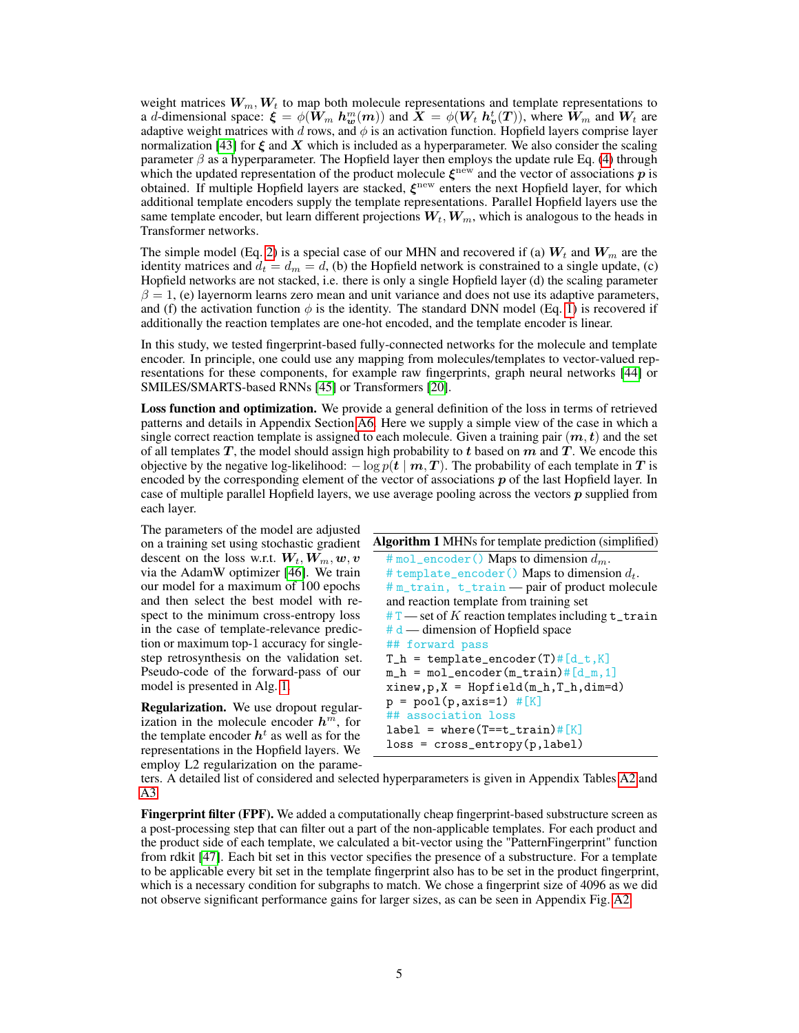weight matrices $\boldsymbol{W}_m, \boldsymbol{W}_t$ to map both molecule representations and template representations to a $d$-dimensional space: $\boldsymbol{\xi} = \phi(\boldsymbol{W}_m \ \boldsymbol{h}^m_{\boldsymbol{w}}(\boldsymbol{m}))$ and $\boldsymbol{X} = \phi(\boldsymbol{W}_t \ \boldsymbol{h}^t_{\boldsymbol{v}}(\boldsymbol{T}))$, where $\boldsymbol{W}_m$ and $\boldsymbol{W}_t$ are adaptive weight matrices with $d$ rows, and $\phi$ is an activation function. Hopfield layers comprise layer normalization [43] for $\boldsymbol{\xi}$ and $\boldsymbol{X}$ which is included as a hyperparameter. We also consider the scaling parameter $\beta$ as a hyperparameter. The Hopfield layer then employs the update rule Eq. (4) through which the updated representation of the product molecule $\boldsymbol{\xi}^{\text{new}}$ and the vector of associations $\boldsymbol{p}$ is obtained. If multiple Hopfield layers are stacked, $\boldsymbol{\xi}^{\text{new}}$ enters the next Hopfield layer, for which additional template encoders supply the template representations. Parallel Hopfield layers use the same template encoder, but learn different projections $\boldsymbol{W}_t, \boldsymbol{W}_m$, which is analogous to the heads in Transformer networks.

The simple model (Eq. 2) is a special case of our MHN and recovered if (a) $\boldsymbol{W}_t$ and $\boldsymbol{W}_m$ are the identity matrices and $d_t = d_m = d$, (b) the Hopfield network is constrained to a single update, (c) Hopfield networks are not stacked, i.e. there is only a single Hopfield layer (d) the scaling parameter $\beta = 1$, (e) layernorm learns zero mean and unit variance and does not use its adaptive parameters, and (f) the activation function $\phi$ is the identity. The standard DNN model (Eq. 1) is recovered if additionally the reaction templates are one-hot encoded, and the template encoder is linear.

In this study, we tested fingerprint-based fully-connected networks for the molecule and template encoder. In principle, one could use any mapping from molecules/templates to vector-valued representations for these components, for example raw fingerprints, graph neural networks [44] or SMILES/SMARTS-based RNNs [45] or Transformers [20].

**Loss function and optimization.** We provide a general definition of the loss in terms of retrieved patterns and details in Appendix Section A6. Here we supply a simple view of the case in which a single correct reaction template is assigned to each molecule. Given a training pair $(\boldsymbol{m}, \boldsymbol{t})$ and the set of all templates $\boldsymbol{T}$, the model should assign high probability to $\boldsymbol{t}$ based on $\boldsymbol{m}$ and $\boldsymbol{T}$. We encode this objective by the negative log-likelihood: $-\log p(\boldsymbol{t} \mid \boldsymbol{m}, \boldsymbol{T})$. The probability of each template in $\boldsymbol{T}$ is encoded by the corresponding element of the vector of associations $\boldsymbol{p}$ of the last Hopfield layer. In case of multiple parallel Hopfield layers, we use average pooling across the vectors $\boldsymbol{p}$ supplied from each layer.

The parameters of the model are adjusted on a training set using stochastic gradient descent on the loss w.r.t. $\boldsymbol{W}_t, \boldsymbol{W}_m, \boldsymbol{w}, \boldsymbol{v}$ via the AdamW optimizer [46]. We train our model for a maximum of 100 epochs and then select the best model with respect to the minimum cross-entropy loss in the case of template-relevance prediction or maximum top-1 accuracy for single-step retrosynthesis on the validation set. Pseudo-code of the forward-pass of our model is presented in Alg. 1.

**Algorithm 1** MHNs for template prediction (simplified)

```
# mol_encoder() Maps to dimension d_m.
# template_encoder() Maps to dimension d_t.
# m_train, t_train — pair of product molecule and reaction template from training set
# T — set of K reaction templates including t_train
# d — dimension of Hopfield space
## forward pass
T_h = template_encoder(T)#[d_t,K]
m_h = mol_encoder(m_train)#[d_m,1]
xinew,p,X = Hopfield(m_h,T_h,dim=d)
p = pool(p,axis=1) #[K]
## association loss
label = where(T==t_train)#[K]
loss = cross_entropy(p,label)
```

**Regularization.** We use dropout regularization in the molecule encoder $\boldsymbol{h}^m$, for the template encoder $\boldsymbol{h}^t$ as well as for the representations in the Hopfield layers. We employ L2 regularization on the parameters. A detailed list of considered and selected hyperparameters is given in Appendix Tables A2 and A3.

**Fingerprint filter (FPF).** We added a computationally cheap fingerprint-based substructure screen as a post-processing step that can filter out a part of the non-applicable templates. For each product and the product side of each template, we calculated a bit-vector using the "PatternFingerprint" function from rdkit [47]. Each bit set in this vector specifies the presence of a substructure. For a template to be applicable every bit set in the template fingerprint also has to be set in the product fingerprint, which is a necessary condition for subgraphs to match. We chose a fingerprint size of 4096 as we did not observe significant performance gains for larger sizes, as can be seen in Appendix Fig. A2.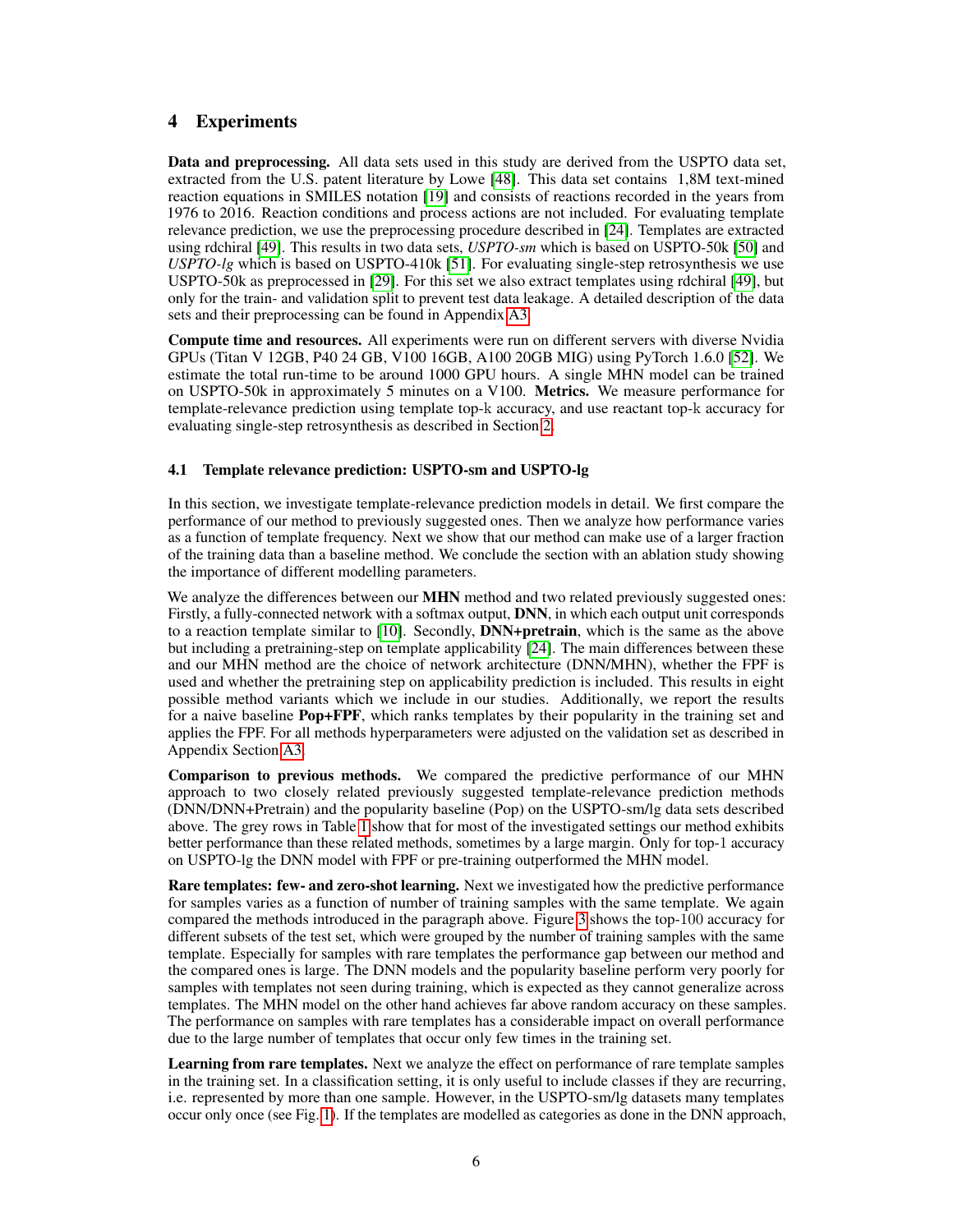## 4 Experiments

**Data and preprocessing.** All data sets used in this study are derived from the USPTO data set, extracted from the U.S. patent literature by Lowe [48]. This data set contains 1,8M text-mined reaction equations in SMILES notation [19] and consists of reactions recorded in the years from 1976 to 2016. Reaction conditions and process actions are not included. For evaluating template relevance prediction, we use the preprocessing procedure described in [24]. Templates are extracted using rdchiral [49]. This results in two data sets, *USPTO-sm* which is based on USPTO-50k [50] and *USPTO-lg* which is based on USPTO-410k [51]. For evaluating single-step retrosynthesis we use USPTO-50k as preprocessed in [29]. For this set we also extract templates using rdchiral [49], but only for the train- and validation split to prevent test data leakage. A detailed description of the data sets and their preprocessing can be found in Appendix A3.

**Compute time and resources.** All experiments were run on different servers with diverse Nvidia GPUs (Titan V 12GB, P40 24 GB, V100 16GB, A100 20GB MIG) using PyTorch 1.6.0 [52]. We estimate the total run-time to be around 1000 GPU hours. A single MHN model can be trained on USPTO-50k in approximately 5 minutes on a V100. **Metrics.** We measure performance for template-relevance prediction using template top-k accuracy, and use reactant top-k accuracy for evaluating single-step retrosynthesis as described in Section 2.

### 4.1 Template relevance prediction: USPTO-sm and USPTO-lg

In this section, we investigate template-relevance prediction models in detail. We first compare the performance of our method to previously suggested ones. Then we analyze how performance varies as a function of template frequency. Next we show that our method can make use of a larger fraction of the training data than a baseline method. We conclude the section with an ablation study showing the importance of different modelling parameters.

We analyze the differences between our **MHN** method and two related previously suggested ones: Firstly, a fully-connected network with a softmax output, **DNN**, in which each output unit corresponds to a reaction template similar to [10]. Secondly, **DNN+pretrain**, which is the same as the above but including a pretraining-step on template applicability [24]. The main differences between these and our MHN method are the choice of network architecture (DNN/MHN), whether the FPF is used and whether the pretraining step on applicability prediction is included. This results in eight possible method variants which we include in our studies. Additionally, we report the results for a naive baseline **Pop+FPF**, which ranks templates by their popularity in the training set and applies the FPF. For all methods hyperparameters were adjusted on the validation set as described in Appendix Section A3.

**Comparison to previous methods.** We compared the predictive performance of our MHN approach to two closely related previously suggested template-relevance prediction methods (DNN/DNN+Pretrain) and the popularity baseline (Pop) on the USPTO-sm/lg data sets described above. The grey rows in Table 1 show that for most of the investigated settings our method exhibits better performance than these related methods, sometimes by a large margin. Only for top-1 accuracy on USPTO-lg the DNN model with FPF or pre-training outperformed the MHN model.

**Rare templates: few- and zero-shot learning.** Next we investigated how the predictive performance for samples varies as a function of number of training samples with the same template. We again compared the methods introduced in the paragraph above. Figure 3 shows the top-100 accuracy for different subsets of the test set, which were grouped by the number of training samples with the same template. Especially for samples with rare templates the performance gap between our method and the compared ones is large. The DNN models and the popularity baseline perform very poorly for samples with templates not seen during training, which is expected as they cannot generalize across templates. The MHN model on the other hand achieves far above random accuracy on these samples. The performance on samples with rare templates has a considerable impact on overall performance due to the large number of templates that occur only few times in the training set.

**Learning from rare templates.** Next we analyze the effect on performance of rare template samples in the training set. In a classification setting, it is only useful to include classes if they are recurring, i.e. represented by more than one sample. However, in the USPTO-sm/lg datasets many templates occur only once (see Fig. 1). If the templates are modelled as categories as done in the DNN approach,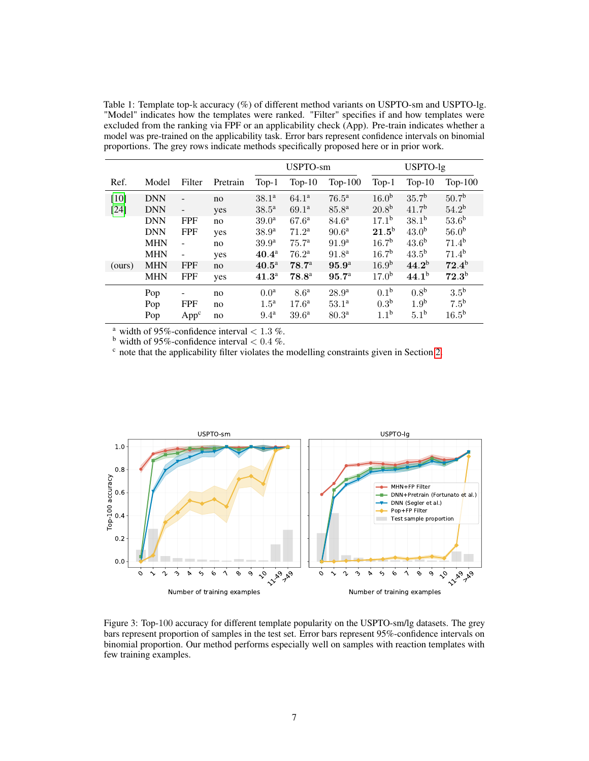Table 1: Template top-k accuracy (%) of different method variants on USPTO-sm and USPTO-lg. "Model" indicates how the templates were ranked. "Filter" specifies if and how templates were excluded from the ranking via FPF or an applicability check (App). Pre-train indicates whether a model was pre-trained on the applicability task. Error bars represent confidence intervals on binomial proportions. The grey rows indicate methods specifically proposed here or in prior work.

| Ref. | Model | Filter | Pretrain | USPTO-sm | | | USPTO-lg | | |
|---|---|---|---|---|---|---|---|---|---|
| | | | | Top-1 | Top-10 | Top-100 | Top-1 | Top-10 | Top-100 |
| [10] | DNN | - | no | 38.1[a] | 64.1[a] | 76.5[a] | 16.0[b] | 35.7[b] | 50.7[b] |
| [24] | DNN | - | yes | 38.5[a] | 69.1[a] | 85.8[a] | 20.8[b] | 41.7[b] | 54.2[b] |
| | DNN | FPF | no | 39.0[a] | 67.6[a] | 84.6[a] | 17.1[b] | 38.1[b] | 53.6[b] |
| | DNN | FPF | yes | 38.9[a] | 71.2[a] | 90.6[a] | **21.5**[b] | 43.0[b] | 56.0[b] |
| | MHN | - | no | 39.9[a] | 75.7[a] | 91.9[a] | 16.7[b] | 43.6[b] | 71.4[b] |
| | MHN | - | yes | **40.4**[a] | 76.2[a] | 91.8[a] | 16.7[b] | 43.5[b] | 71.4[b] |
| (ours) | MHN | FPF | no | **40.5**[a] | **78.7**[a] | **95.9**[a] | 16.9[b] | **44.2**[b] | **72.4**[b] |
| | MHN | FPF | yes | **41.3**[a] | **78.8**[a] | **95.7**[a] | 17.0[b] | **44.1**[b] | **72.3**[b] |
| | Pop | - | no | 0.0[a] | 8.6[a] | 28.9[a] | 0.1[b] | 0.8[b] | 3.5[b] |
| | Pop | FPF | no | 1.5[a] | 17.6[a] | 53.1[a] | 0.3[b] | 1.9[b] | 7.5[b] |
| | Pop | App[c] | no | 9.4[a] | 39.6[a] | 80.3[a] | 1.1[b] | 5.1[b] | 16.5[b] |

[a] width of 95%-confidence interval < 1.3 %.
[b] width of 95%-confidence interval < 0.4 %.
[c] note that the applicability filter violates the modelling constraints given in Section 2.

Figure 3: Top-100 accuracy for different template popularity on the USPTO-sm/lg datasets. The grey bars represent proportion of samples in the test set. Error bars represent 95%-confidence intervals on binomial proportion. Our method performs especially well on samples with reaction templates with few training examples.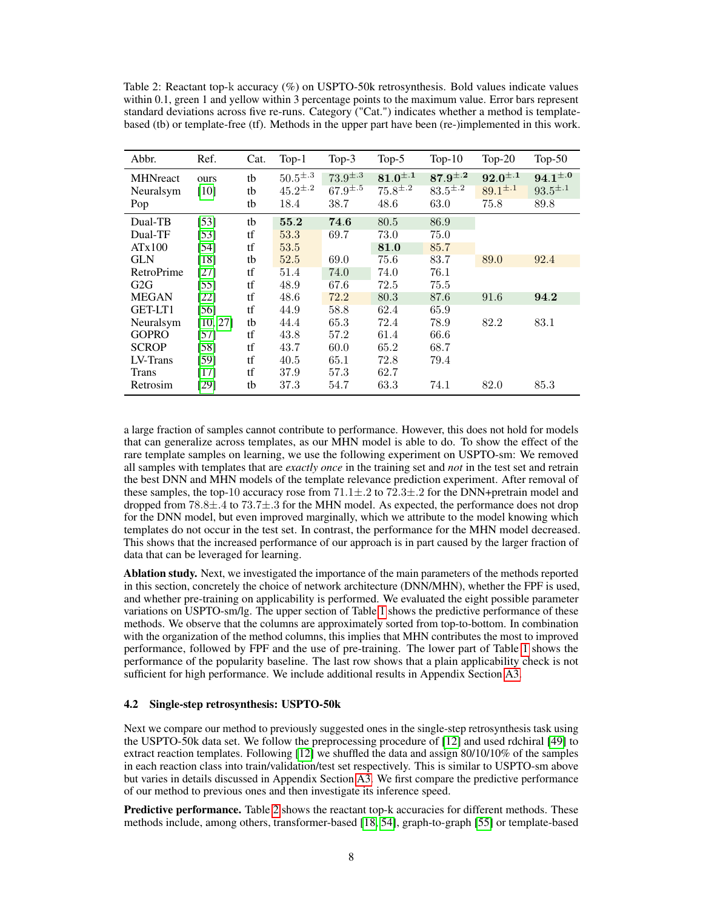Table 2: Reactant top-k accuracy (%) on USPTO-50k retrosynthesis. Bold values indicate values within 0.1, green 1 and yellow within 3 percentage points to the maximum value. Error bars represent standard deviations across five re-runs. Category ("Cat.") indicates whether a method is template-based (tb) or template-free (tf). Methods in the upper part have been (re-)implemented in this work.

| Abbr. | Ref. | Cat. | Top-1 | Top-3 | Top-5 | Top-10 | Top-20 | Top-50 |
|---|---|---|---|---|---|---|---|---|
| MHNreact | ours | tb | $50.5^{\pm.3}$ | $73.9^{\pm.3}$ | $\mathbf{81.0}^{\pm.1}$ | $\mathbf{87.9}^{\pm.2}$ | $\mathbf{92.0}^{\pm.1}$ | $\mathbf{94.1}^{\pm.0}$ |
| Neuralsym | [10] | tb | $45.2^{\pm.2}$ | $67.9^{\pm.5}$ | $75.8^{\pm.2}$ | $83.5^{\pm.2}$ | $89.1^{\pm.1}$ | $93.5^{\pm.1}$ |
| Pop | | tb | 18.4 | 38.7 | 48.6 | 63.0 | 75.8 | 89.8 |
| Dual-TB | [53] | tb | **55.2** | **74.6** | 80.5 | 86.9 | | |
| Dual-TF | [53] | tf | 53.3 | 69.7 | 73.0 | 75.0 | | |
| ATx100 | [54] | tf | 53.5 | | **81.0** | 85.7 | | |
| GLN | [18] | tb | 52.5 | 69.0 | 75.6 | 83.7 | 89.0 | 92.4 |
| RetroPrime | [27] | tf | 51.4 | 74.0 | 74.0 | 76.1 | | |
| G2G | [55] | tf | 48.9 | 67.6 | 72.5 | 75.5 | | |
| MEGAN | [22] | tf | 48.6 | 72.2 | 80.3 | 87.6 | 91.6 | **94.2** |
| GET-LT1 | [56] | tf | 44.9 | 58.8 | 62.4 | 65.9 | | |
| Neuralsym | [10, 27] | tb | 44.4 | 65.3 | 72.4 | 78.9 | 82.2 | 83.1 |
| GOPRO | [57] | tf | 43.8 | 57.2 | 61.4 | 66.6 | | |
| SCROP | [58] | tf | 43.7 | 60.0 | 65.2 | 68.7 | | |
| LV-Trans | [59] | tf | 40.5 | 65.1 | 72.8 | 79.4 | | |
| Trans | [17] | tf | 37.9 | 57.3 | 62.7 | | | |
| Retrosim | [29] | tb | 37.3 | 54.7 | 63.3 | 74.1 | 82.0 | 85.3 |

a large fraction of samples cannot contribute to performance. However, this does not hold for models that can generalize across templates, as our MHN model is able to do. To show the effect of the rare template samples on learning, we use the following experiment on USPTO-sm: We removed all samples with templates that are *exactly once* in the training set and *not* in the test set and retrain the best DNN and MHN models of the template relevance prediction experiment. After removal of these samples, the top-10 accuracy rose from $71.1\pm.2$ to $72.3\pm.2$ for the DNN+pretrain model and dropped from $78.8\pm.4$ to $73.7\pm.3$ for the MHN model. As expected, the performance does not drop for the DNN model, but even improved marginally, which we attribute to the model knowing which templates do not occur in the test set. In contrast, the performance for the MHN model decreased. This shows that the increased performance of our approach is in part caused by the larger fraction of data that can be leveraged for learning.

**Ablation study.** Next, we investigated the importance of the main parameters of the methods reported in this section, concretely the choice of network architecture (DNN/MHN), whether the FPF is used, and whether pre-training on applicability is performed. We evaluated the eight possible parameter variations on USPTO-sm/lg. The upper section of Table 1 shows the predictive performance of these methods. We observe that the columns are approximately sorted from top-to-bottom. In combination with the organization of the method columns, this implies that MHN contributes the most to improved performance, followed by FPF and the use of pre-training. The lower part of Table 1 shows the performance of the popularity baseline. The last row shows that a plain applicability check is not sufficient for high performance. We include additional results in Appendix Section A3.

### 4.2 Single-step retrosynthesis: USPTO-50k

Next we compare our method to previously suggested ones in the single-step retrosynthesis task using the USPTO-50k data set. We follow the preprocessing procedure of [12] and used rdchiral [49] to extract reaction templates. Following [12] we shuffled the data and assign 80/10/10% of the samples in each reaction class into train/validation/test set respectively. This is similar to USPTO-sm above but varies in details discussed in Appendix Section A3. We first compare the predictive performance of our method to previous ones and then investigate its inference speed.

**Predictive performance.** Table 2 shows the reactant top-k accuracies for different methods. These methods include, among others, transformer-based [18, 54], graph-to-graph [55] or template-based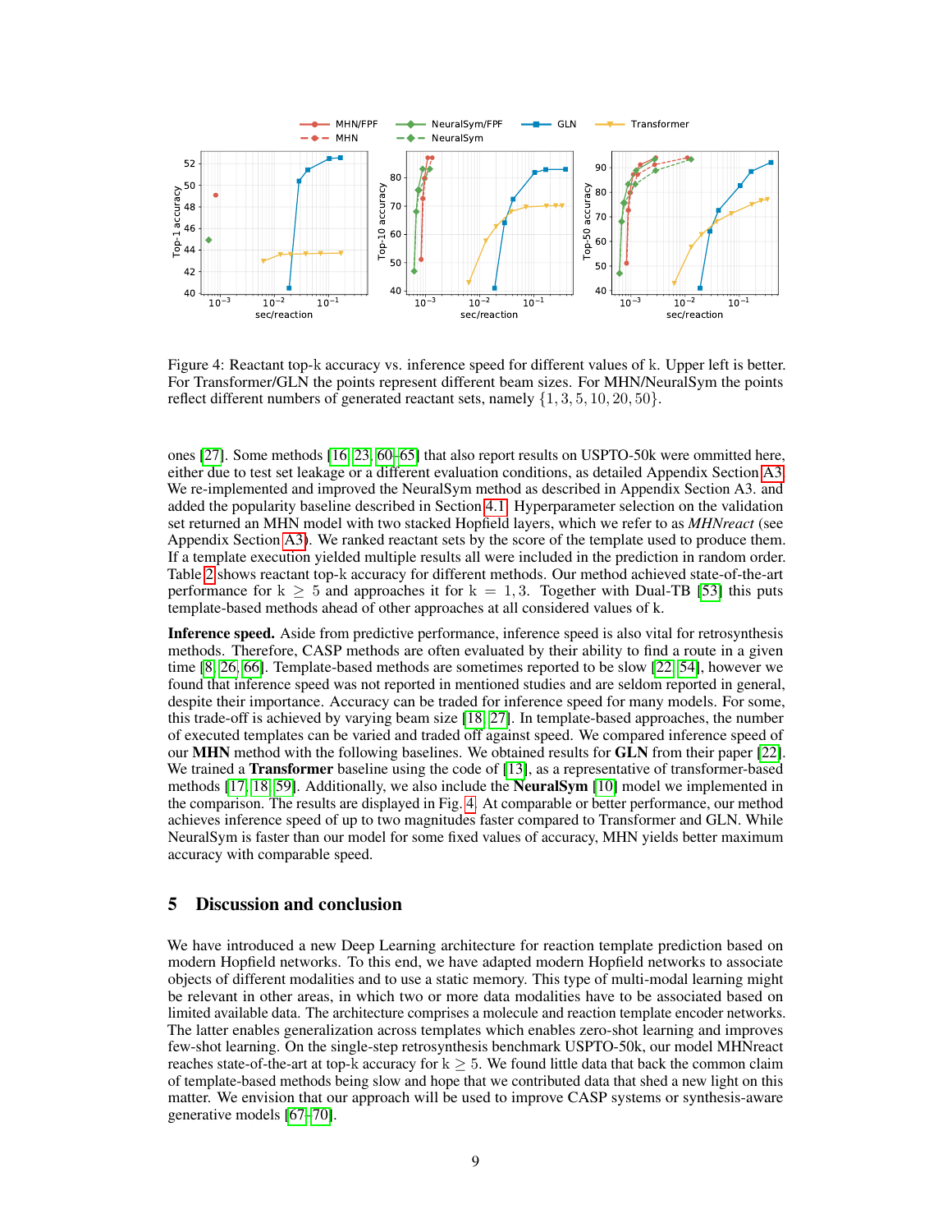Figure 4: Reactant top-k accuracy vs. inference speed for different values of k. Upper left is better. For Transformer/GLN the points represent different beam sizes. For MHN/NeuralSym the points reflect different numbers of generated reactant sets, namely $\{1, 3, 5, 10, 20, 50\}$.

ones [27]. Some methods [16, 23, 60–65] that also report results on USPTO-50k were ommitted here, either due to test set leakage or a different evaluation conditions, as detailed Appendix Section A3. We re-implemented and improved the NeuralSym method as described in Appendix Section A3. and added the popularity baseline described in Section 4.1. Hyperparameter selection on the validation set returned an MHN model with two stacked Hopfield layers, which we refer to as *MHNreact* (see Appendix Section A3). We ranked reactant sets by the score of the template used to produce them. If a template execution yielded multiple results all were included in the prediction in random order. Table 2 shows reactant top-k accuracy for different methods. Our method achieved state-of-the-art performance for $k \geq 5$ and approaches it for $k = 1, 3$. Together with Dual-TB [53] this puts template-based methods ahead of other approaches at all considered values of k.

**Inference speed.** Aside from predictive performance, inference speed is also vital for retrosynthesis methods. Therefore, CASP methods are often evaluated by their ability to find a route in a given time [8, 26, 66]. Template-based methods are sometimes reported to be slow [22, 54], however we found that inference speed was not reported in mentioned studies and are seldom reported in general, despite their importance. Accuracy can be traded for inference speed for many models. For some, this trade-off is achieved by varying beam size [18, 27]. In template-based approaches, the number of executed templates can be varied and traded off against speed. We compared inference speed of our **MHN** method with the following baselines. We obtained results for **GLN** from their paper [22]. We trained a **Transformer** baseline using the code of [13], as a representative of transformer-based methods [17, 18, 59]. Additionally, we also include the **NeuralSym** [10] model we implemented in the comparison. The results are displayed in Fig. 4. At comparable or better performance, our method achieves inference speed of up to two magnitudes faster compared to Transformer and GLN. While NeuralSym is faster than our model for some fixed values of accuracy, MHN yields better maximum accuracy with comparable speed.

## 5 Discussion and conclusion

We have introduced a new Deep Learning architecture for reaction template prediction based on modern Hopfield networks. To this end, we have adapted modern Hopfield networks to associate objects of different modalities and to use a static memory. This type of multi-modal learning might be relevant in other areas, in which two or more data modalities have to be associated based on limited available data. The architecture comprises a molecule and reaction template encoder networks. The latter enables generalization across templates which enables zero-shot learning and improves few-shot learning. On the single-step retrosynthesis benchmark USPTO-50k, our model MHNreact reaches state-of-the-art at top-k accuracy for $k \geq 5$. We found little data that back the common claim of template-based methods being slow and hope that we contributed data that shed a new light on this matter. We envision that our approach will be used to improve CASP systems or synthesis-aware generative models [67–70].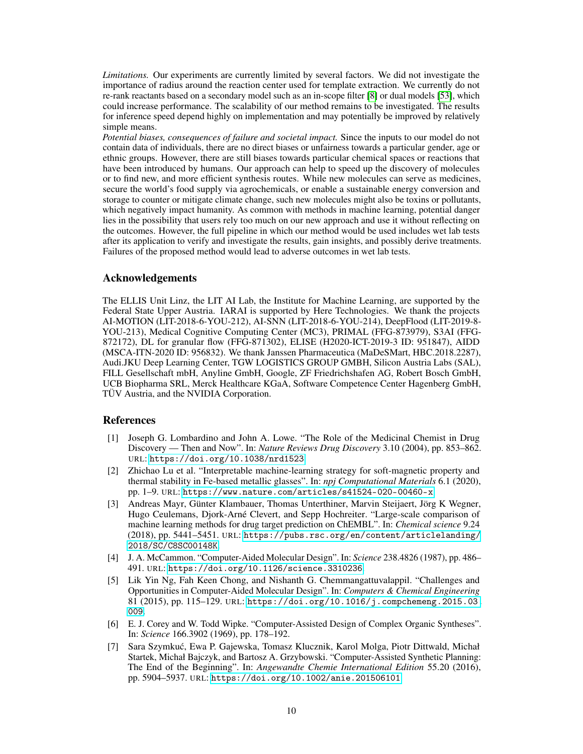*Limitations.* Our experiments are currently limited by several factors. We did not investigate the importance of radius around the reaction center used for template extraction. We currently do not re-rank reactants based on a secondary model such as an in-scope filter [8] or dual models [53], which could increase performance. The scalability of our method remains to be investigated. The results for inference speed depend highly on implementation and may potentially be improved by relatively simple means.

*Potential biases, consequences of failure and societal impact.* Since the inputs to our model do not contain data of individuals, there are no direct biases or unfairness towards a particular gender, age or ethnic groups. However, there are still biases towards particular chemical spaces or reactions that have been introduced by humans. Our approach can help to speed up the discovery of molecules or to find new, and more efficient synthesis routes. While new molecules can serve as medicines, secure the world's food supply via agrochemicals, or enable a sustainable energy conversion and storage to counter or mitigate climate change, such new molecules might also be toxins or pollutants, which negatively impact humanity. As common with methods in machine learning, potential danger lies in the possibility that users rely too much on our new approach and use it without reflecting on the outcomes. However, the full pipeline in which our method would be used includes wet lab tests after its application to verify and investigate the results, gain insights, and possibly derive treatments. Failures of the proposed method would lead to adverse outcomes in wet lab tests.

## Acknowledgements

The ELLIS Unit Linz, the LIT AI Lab, the Institute for Machine Learning, are supported by the Federal State Upper Austria. IARAI is supported by Here Technologies. We thank the projects AI-MOTION (LIT-2018-6-YOU-212), AI-SNN (LIT-2018-6-YOU-214), DeepFlood (LIT-2019-8-YOU-213), Medical Cognitive Computing Center (MC3), PRIMAL (FFG-873979), S3AI (FFG-872172), DL for granular flow (FFG-871302), ELISE (H2020-ICT-2019-3 ID: 951847), AIDD (MSCA-ITN-2020 ID: 956832). We thank Janssen Pharmaceutica (MaDeSMart, HBC.2018.2287), Audi.JKU Deep Learning Center, TGW LOGISTICS GROUP GMBH, Silicon Austria Labs (SAL), FILL Gesellschaft mbH, Anyline GmbH, Google, ZF Friedrichshafen AG, Robert Bosch GmbH, UCB Biopharma SRL, Merck Healthcare KGaA, Software Competence Center Hagenberg GmbH, TÜV Austria, and the NVIDIA Corporation.

## References

[1] Joseph G. Lombardino and John A. Lowe. "The Role of the Medicinal Chemist in Drug Discovery — Then and Now". In: *Nature Reviews Drug Discovery* 3.10 (2004), pp. 853–862. URL: `https://doi.org/10.1038/nrd1523`.

[2] Zhichao Lu et al. "Interpretable machine-learning strategy for soft-magnetic property and thermal stability in Fe-based metallic glasses". In: *npj Computational Materials* 6.1 (2020), pp. 1–9. URL: `https://www.nature.com/articles/s41524-020-00460-x`.

[3] Andreas Mayr, Günter Klambauer, Thomas Unterthiner, Marvin Steijaert, Jörg K Wegner, Hugo Ceulemans, Djork-Arné Clevert, and Sepp Hochreiter. "Large-scale comparison of machine learning methods for drug target prediction on ChEMBL". In: *Chemical science* 9.24 (2018), pp. 5441–5451. URL: `https://pubs.rsc.org/en/content/articlelanding/2018/SC/C8SC00148K`.

[4] J. A. McCammon. "Computer-Aided Molecular Design". In: *Science* 238.4826 (1987), pp. 486–491. URL: `https://doi.org/10.1126/science.3310236`.

[5] Lik Yin Ng, Fah Keen Chong, and Nishanth G. Chemmangattuvalappil. "Challenges and Opportunities in Computer-Aided Molecular Design". In: *Computers & Chemical Engineering* 81 (2015), pp. 115–129. URL: `https://doi.org/10.1016/j.compchemeng.2015.03.009`.

[6] E. J. Corey and W. Todd Wipke. "Computer-Assisted Design of Complex Organic Syntheses". In: *Science* 166.3902 (1969), pp. 178–192.

[7] Sara Szymkuć, Ewa P. Gajewska, Tomasz Klucznik, Karol Molga, Piotr Dittwald, Michał Startek, Michał Bajczyk, and Bartosz A. Grzybowski. "Computer-Assisted Synthetic Planning: The End of the Beginning". In: *Angewandte Chemie International Edition* 55.20 (2016), pp. 5904–5937. URL: `https://doi.org/10.1002/anie.201506101`.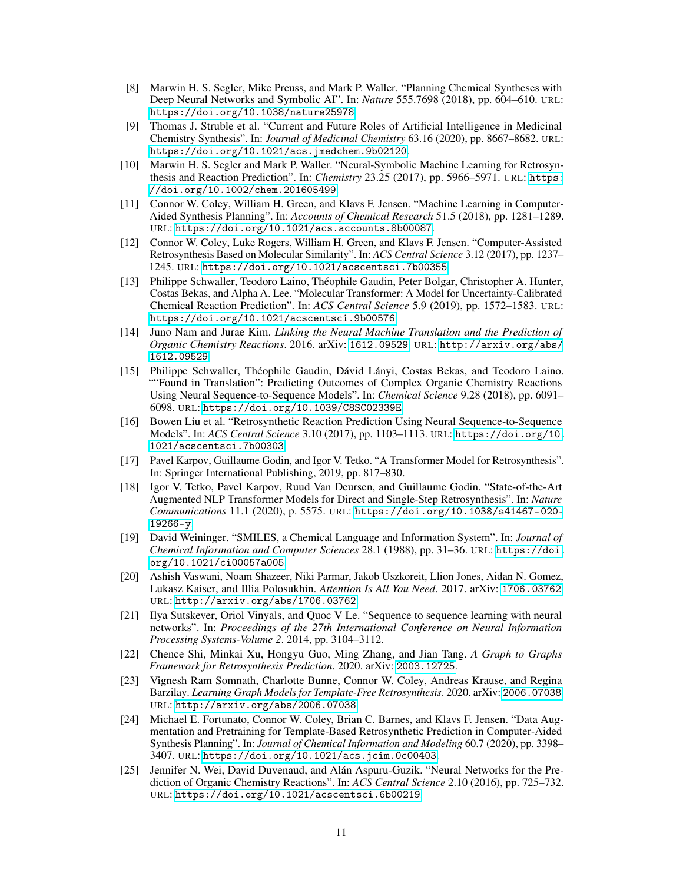[8] Marwin H. S. Segler, Mike Preuss, and Mark P. Waller. "Planning Chemical Syntheses with Deep Neural Networks and Symbolic AI". In: *Nature* 555.7698 (2018), pp. 604–610. URL: https://doi.org/10.1038/nature25978.

[9] Thomas J. Struble et al. "Current and Future Roles of Artificial Intelligence in Medicinal Chemistry Synthesis". In: *Journal of Medicinal Chemistry* 63.16 (2020), pp. 8667–8682. URL: https://doi.org/10.1021/acs.jmedchem.9b02120.

[10] Marwin H. S. Segler and Mark P. Waller. "Neural-Symbolic Machine Learning for Retrosynthesis and Reaction Prediction". In: *Chemistry* 23.25 (2017), pp. 5966–5971. URL: https://doi.org/10.1002/chem.201605499.

[11] Connor W. Coley, William H. Green, and Klavs F. Jensen. "Machine Learning in Computer-Aided Synthesis Planning". In: *Accounts of Chemical Research* 51.5 (2018), pp. 1281–1289. URL: https://doi.org/10.1021/acs.accounts.8b00087.

[12] Connor W. Coley, Luke Rogers, William H. Green, and Klavs F. Jensen. "Computer-Assisted Retrosynthesis Based on Molecular Similarity". In: *ACS Central Science* 3.12 (2017), pp. 1237–1245. URL: https://doi.org/10.1021/acscentsci.7b00355.

[13] Philippe Schwaller, Teodoro Laino, Théophile Gaudin, Peter Bolgar, Christopher A. Hunter, Costas Bekas, and Alpha A. Lee. "Molecular Transformer: A Model for Uncertainty-Calibrated Chemical Reaction Prediction". In: *ACS Central Science* 5.9 (2019), pp. 1572–1583. URL: https://doi.org/10.1021/acscentsci.9b00576.

[14] Juno Nam and Jurae Kim. *Linking the Neural Machine Translation and the Prediction of Organic Chemistry Reactions*. 2016. arXiv: 1612.09529. URL: http://arxiv.org/abs/1612.09529.

[15] Philippe Schwaller, Théophile Gaudin, Dávid Lányi, Costas Bekas, and Teodoro Laino. ""Found in Translation": Predicting Outcomes of Complex Organic Chemistry Reactions Using Neural Sequence-to-Sequence Models". In: *Chemical Science* 9.28 (2018), pp. 6091–6098. URL: https://doi.org/10.1039/C8SC02339E.

[16] Bowen Liu et al. "Retrosynthetic Reaction Prediction Using Neural Sequence-to-Sequence Models". In: *ACS Central Science* 3.10 (2017), pp. 1103–1113. URL: https://doi.org/10.1021/acscentsci.7b00303.

[17] Pavel Karpov, Guillaume Godin, and Igor V. Tetko. "A Transformer Model for Retrosynthesis". In: Springer International Publishing, 2019, pp. 817–830.

[18] Igor V. Tetko, Pavel Karpov, Ruud Van Deursen, and Guillaume Godin. "State-of-the-Art Augmented NLP Transformer Models for Direct and Single-Step Retrosynthesis". In: *Nature Communications* 11.1 (2020), p. 5575. URL: https://doi.org/10.1038/s41467-020-19266-y.

[19] David Weininger. "SMILES, a Chemical Language and Information System". In: *Journal of Chemical Information and Computer Sciences* 28.1 (1988), pp. 31–36. URL: https://doi.org/10.1021/ci00057a005.

[20] Ashish Vaswani, Noam Shazeer, Niki Parmar, Jakob Uszkoreit, Llion Jones, Aidan N. Gomez, Lukasz Kaiser, and Illia Polosukhin. *Attention Is All You Need*. 2017. arXiv: 1706.03762. URL: http://arxiv.org/abs/1706.03762.

[21] Ilya Sutskever, Oriol Vinyals, and Quoc V Le. "Sequence to sequence learning with neural networks". In: *Proceedings of the 27th International Conference on Neural Information Processing Systems-Volume 2*. 2014, pp. 3104–3112.

[22] Chence Shi, Minkai Xu, Hongyu Guo, Ming Zhang, and Jian Tang. *A Graph to Graphs Framework for Retrosynthesis Prediction*. 2020. arXiv: 2003.12725.

[23] Vignesh Ram Somnath, Charlotte Bunne, Connor W. Coley, Andreas Krause, and Regina Barzilay. *Learning Graph Models for Template-Free Retrosynthesis*. 2020. arXiv: 2006.07038. URL: http://arxiv.org/abs/2006.07038.

[24] Michael E. Fortunato, Connor W. Coley, Brian C. Barnes, and Klavs F. Jensen. "Data Augmentation and Pretraining for Template-Based Retrosynthetic Prediction in Computer-Aided Synthesis Planning". In: *Journal of Chemical Information and Modeling* 60.7 (2020), pp. 3398–3407. URL: https://doi.org/10.1021/acs.jcim.0c00403.

[25] Jennifer N. Wei, David Duvenaud, and Alán Aspuru-Guzik. "Neural Networks for the Prediction of Organic Chemistry Reactions". In: *ACS Central Science* 2.10 (2016), pp. 725–732. URL: https://doi.org/10.1021/acscentsci.6b00219.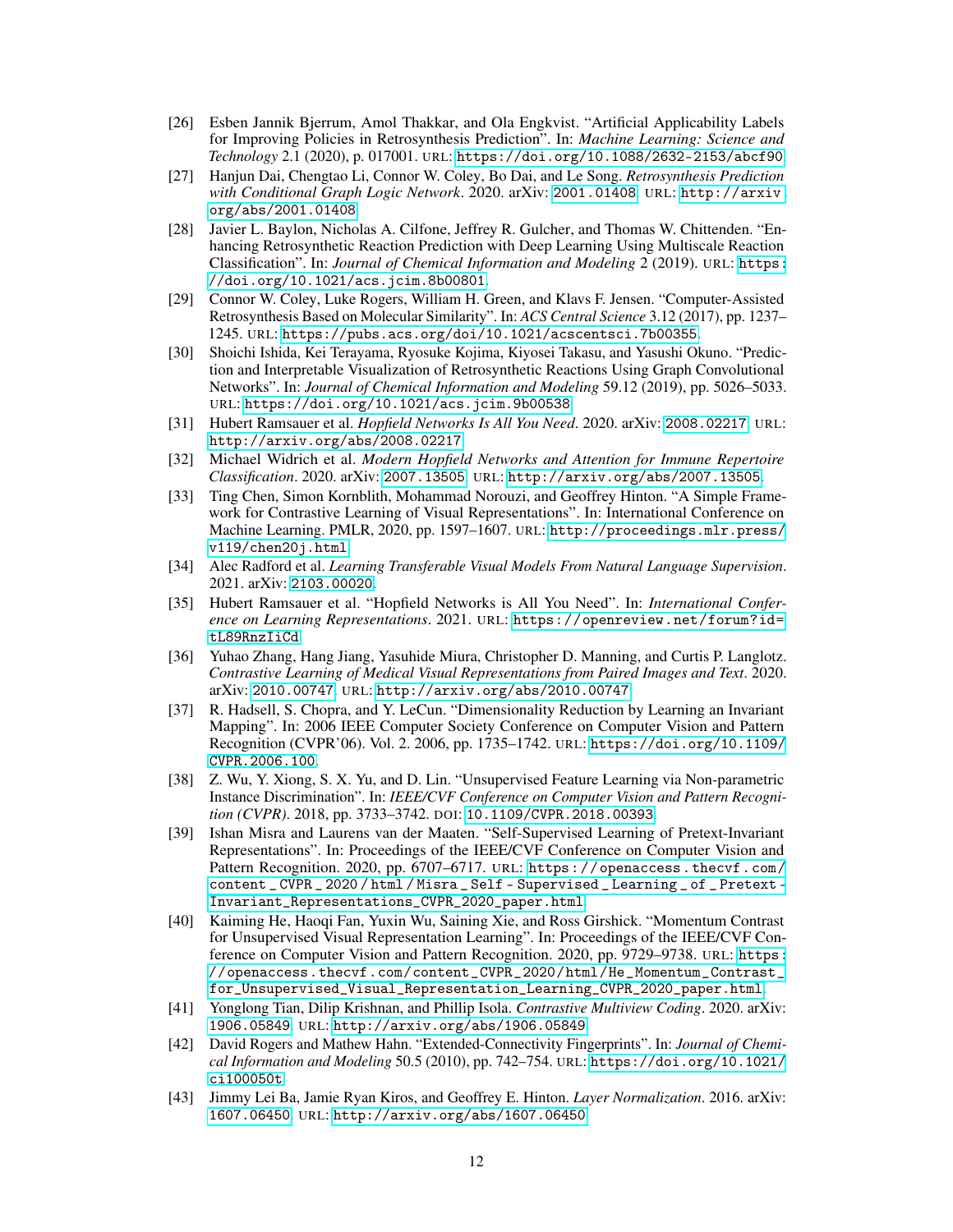- [26] Esben Jannik Bjerrum, Amol Thakkar, and Ola Engkvist. "Artificial Applicability Labels for Improving Policies in Retrosynthesis Prediction". In: *Machine Learning: Science and Technology* 2.1 (2020), p. 017001. URL: https://doi.org/10.1088/2632-2153/abcf90.
- [27] Hanjun Dai, Chengtao Li, Connor W. Coley, Bo Dai, and Le Song. *Retrosynthesis Prediction with Conditional Graph Logic Network*. 2020. arXiv: 2001.01408. URL: http://arxiv.org/abs/2001.01408.
- [28] Javier L. Baylon, Nicholas A. Cilfone, Jeffrey R. Gulcher, and Thomas W. Chittenden. "Enhancing Retrosynthetic Reaction Prediction with Deep Learning Using Multiscale Reaction Classification". In: *Journal of Chemical Information and Modeling* 2 (2019). URL: https://doi.org/10.1021/acs.jcim.8b00801.
- [29] Connor W. Coley, Luke Rogers, William H. Green, and Klavs F. Jensen. "Computer-Assisted Retrosynthesis Based on Molecular Similarity". In: *ACS Central Science* 3.12 (2017), pp. 1237–1245. URL: https://pubs.acs.org/doi/10.1021/acscentsci.7b00355.
- [30] Shoichi Ishida, Kei Terayama, Ryosuke Kojima, Kiyosei Takasu, and Yasushi Okuno. "Prediction and Interpretable Visualization of Retrosynthetic Reactions Using Graph Convolutional Networks". In: *Journal of Chemical Information and Modeling* 59.12 (2019), pp. 5026–5033. URL: https://doi.org/10.1021/acs.jcim.9b00538.
- [31] Hubert Ramsauer et al. *Hopfield Networks Is All You Need*. 2020. arXiv: 2008.02217. URL: http://arxiv.org/abs/2008.02217.
- [32] Michael Widrich et al. *Modern Hopfield Networks and Attention for Immune Repertoire Classification*. 2020. arXiv: 2007.13505. URL: http://arxiv.org/abs/2007.13505.
- [33] Ting Chen, Simon Kornblith, Mohammad Norouzi, and Geoffrey Hinton. "A Simple Framework for Contrastive Learning of Visual Representations". In: International Conference on Machine Learning. PMLR, 2020, pp. 1597–1607. URL: http://proceedings.mlr.press/v119/chen20j.html.
- [34] Alec Radford et al. *Learning Transferable Visual Models From Natural Language Supervision*. 2021. arXiv: 2103.00020.
- [35] Hubert Ramsauer et al. "Hopfield Networks is All You Need". In: *International Conference on Learning Representations*. 2021. URL: https://openreview.net/forum?id=tL89RnzIiCd.
- [36] Yuhao Zhang, Hang Jiang, Yasuhide Miura, Christopher D. Manning, and Curtis P. Langlotz. *Contrastive Learning of Medical Visual Representations from Paired Images and Text*. 2020. arXiv: 2010.00747. URL: http://arxiv.org/abs/2010.00747.
- [37] R. Hadsell, S. Chopra, and Y. LeCun. "Dimensionality Reduction by Learning an Invariant Mapping". In: 2006 IEEE Computer Society Conference on Computer Vision and Pattern Recognition (CVPR'06). Vol. 2. 2006, pp. 1735–1742. URL: https://doi.org/10.1109/CVPR.2006.100.
- [38] Z. Wu, Y. Xiong, S. X. Yu, and D. Lin. "Unsupervised Feature Learning via Non-parametric Instance Discrimination". In: *IEEE/CVF Conference on Computer Vision and Pattern Recognition (CVPR)*. 2018, pp. 3733–3742. DOI: 10.1109/CVPR.2018.00393.
- [39] Ishan Misra and Laurens van der Maaten. "Self-Supervised Learning of Pretext-Invariant Representations". In: Proceedings of the IEEE/CVF Conference on Computer Vision and Pattern Recognition. 2020, pp. 6707–6717. URL: https://openaccess.thecvf.com/content_CVPR_2020/html/Misra_Self-Supervised_Learning_of_Pretext-Invariant_Representations_CVPR_2020_paper.html.
- [40] Kaiming He, Haoqi Fan, Yuxin Wu, Saining Xie, and Ross Girshick. "Momentum Contrast for Unsupervised Visual Representation Learning". In: Proceedings of the IEEE/CVF Conference on Computer Vision and Pattern Recognition. 2020, pp. 9729–9738. URL: https://openaccess.thecvf.com/content_CVPR_2020/html/He_Momentum_Contrast_for_Unsupervised_Visual_Representation_Learning_CVPR_2020_paper.html.
- [41] Yonglong Tian, Dilip Krishnan, and Phillip Isola. *Contrastive Multiview Coding*. 2020. arXiv: 1906.05849. URL: http://arxiv.org/abs/1906.05849.
- [42] David Rogers and Mathew Hahn. "Extended-Connectivity Fingerprints". In: *Journal of Chemical Information and Modeling* 50.5 (2010), pp. 742–754. URL: https://doi.org/10.1021/ci100050t.
- [43] Jimmy Lei Ba, Jamie Ryan Kiros, and Geoffrey E. Hinton. *Layer Normalization*. 2016. arXiv: 1607.06450. URL: http://arxiv.org/abs/1607.06450.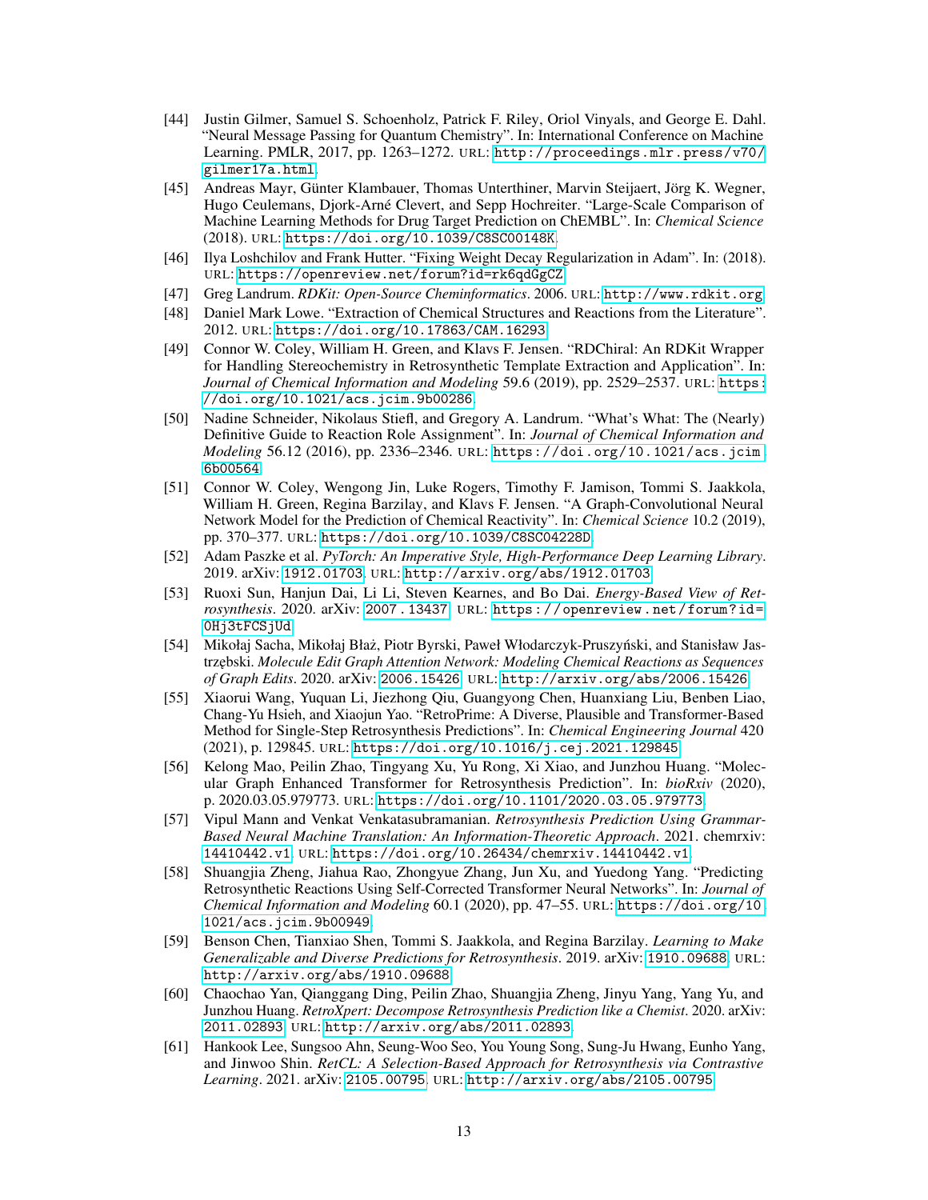[44] Justin Gilmer, Samuel S. Schoenholz, Patrick F. Riley, Oriol Vinyals, and George E. Dahl. "Neural Message Passing for Quantum Chemistry". In: International Conference on Machine Learning. PMLR, 2017, pp. 1263–1272. URL: http://proceedings.mlr.press/v70/gilmer17a.html.

[45] Andreas Mayr, Günter Klambauer, Thomas Unterthiner, Marvin Steijaert, Jörg K. Wegner, Hugo Ceulemans, Djork-Arné Clevert, and Sepp Hochreiter. "Large-Scale Comparison of Machine Learning Methods for Drug Target Prediction on ChEMBL". In: *Chemical Science* (2018). URL: https://doi.org/10.1039/C8SC00148K.

[46] Ilya Loshchilov and Frank Hutter. "Fixing Weight Decay Regularization in Adam". In: (2018). URL: https://openreview.net/forum?id=rk6qdGgCZ.

[47] Greg Landrum. *RDKit: Open-Source Cheminformatics*. 2006. URL: http://www.rdkit.org.

[48] Daniel Mark Lowe. "Extraction of Chemical Structures and Reactions from the Literature". 2012. URL: https://doi.org/10.17863/CAM.16293.

[49] Connor W. Coley, William H. Green, and Klavs F. Jensen. "RDChiral: An RDKit Wrapper for Handling Stereochemistry in Retrosynthetic Template Extraction and Application". In: *Journal of Chemical Information and Modeling* 59.6 (2019), pp. 2529–2537. URL: https://doi.org/10.1021/acs.jcim.9b00286.

[50] Nadine Schneider, Nikolaus Stiefl, and Gregory A. Landrum. "What's What: The (Nearly) Definitive Guide to Reaction Role Assignment". In: *Journal of Chemical Information and Modeling* 56.12 (2016), pp. 2336–2346. URL: https://doi.org/10.1021/acs.jcim.6b00564.

[51] Connor W. Coley, Wengong Jin, Luke Rogers, Timothy F. Jamison, Tommi S. Jaakkola, William H. Green, Regina Barzilay, and Klavs F. Jensen. "A Graph-Convolutional Neural Network Model for the Prediction of Chemical Reactivity". In: *Chemical Science* 10.2 (2019), pp. 370–377. URL: https://doi.org/10.1039/C8SC04228D.

[52] Adam Paszke et al. *PyTorch: An Imperative Style, High-Performance Deep Learning Library*. 2019. arXiv: 1912.01703. URL: http://arxiv.org/abs/1912.01703.

[53] Ruoxi Sun, Hanjun Dai, Li Li, Steven Kearnes, and Bo Dai. *Energy-Based View of Retrosynthesis*. 2020. arXiv: 2007.13437. URL: https://openreview.net/forum?id=0Hj3tFCSjUd.

[54] Mikołaj Sacha, Mikołaj Błaż, Piotr Byrski, Paweł Włodarczyk-Pruszyński, and Stanisław Jastrzębski. *Molecule Edit Graph Attention Network: Modeling Chemical Reactions as Sequences of Graph Edits*. 2020. arXiv: 2006.15426. URL: http://arxiv.org/abs/2006.15426.

[55] Xiaorui Wang, Yuquan Li, Jiezhong Qiu, Guangyong Chen, Huanxiang Liu, Benben Liao, Chang-Yu Hsieh, and Xiaojun Yao. "RetroPrime: A Diverse, Plausible and Transformer-Based Method for Single-Step Retrosynthesis Predictions". In: *Chemical Engineering Journal* 420 (2021), p. 129845. URL: https://doi.org/10.1016/j.cej.2021.129845.

[56] Kelong Mao, Peilin Zhao, Tingyang Xu, Yu Rong, Xi Xiao, and Junzhou Huang. "Molecular Graph Enhanced Transformer for Retrosynthesis Prediction". In: *bioRxiv* (2020), p. 2020.03.05.979773. URL: https://doi.org/10.1101/2020.03.05.979773.

[57] Vipul Mann and Venkat Venkatasubramanian. *Retrosynthesis Prediction Using Grammar-Based Neural Machine Translation: An Information-Theoretic Approach*. 2021. chemrxiv: 14410442.v1. URL: https://doi.org/10.26434/chemrxiv.14410442.v1.

[58] Shuangjia Zheng, Jiahua Rao, Zhongyue Zhang, Jun Xu, and Yuedong Yang. "Predicting Retrosynthetic Reactions Using Self-Corrected Transformer Neural Networks". In: *Journal of Chemical Information and Modeling* 60.1 (2020), pp. 47–55. URL: https://doi.org/10.1021/acs.jcim.9b00949.

[59] Benson Chen, Tianxiao Shen, Tommi S. Jaakkola, and Regina Barzilay. *Learning to Make Generalizable and Diverse Predictions for Retrosynthesis*. 2019. arXiv: 1910.09688. URL: http://arxiv.org/abs/1910.09688.

[60] Chaochao Yan, Qianggang Ding, Peilin Zhao, Shuangjia Zheng, Jinyu Yang, Yang Yu, and Junzhou Huang. *RetroXpert: Decompose Retrosynthesis Prediction like a Chemist*. 2020. arXiv: 2011.02893. URL: http://arxiv.org/abs/2011.02893.

[61] Hankook Lee, Sungsoo Ahn, Seung-Woo Seo, You Young Song, Sung-Ju Hwang, Eunho Yang, and Jinwoo Shin. *RetCL: A Selection-Based Approach for Retrosynthesis via Contrastive Learning*. 2021. arXiv: 2105.00795. URL: http://arxiv.org/abs/2105.00795.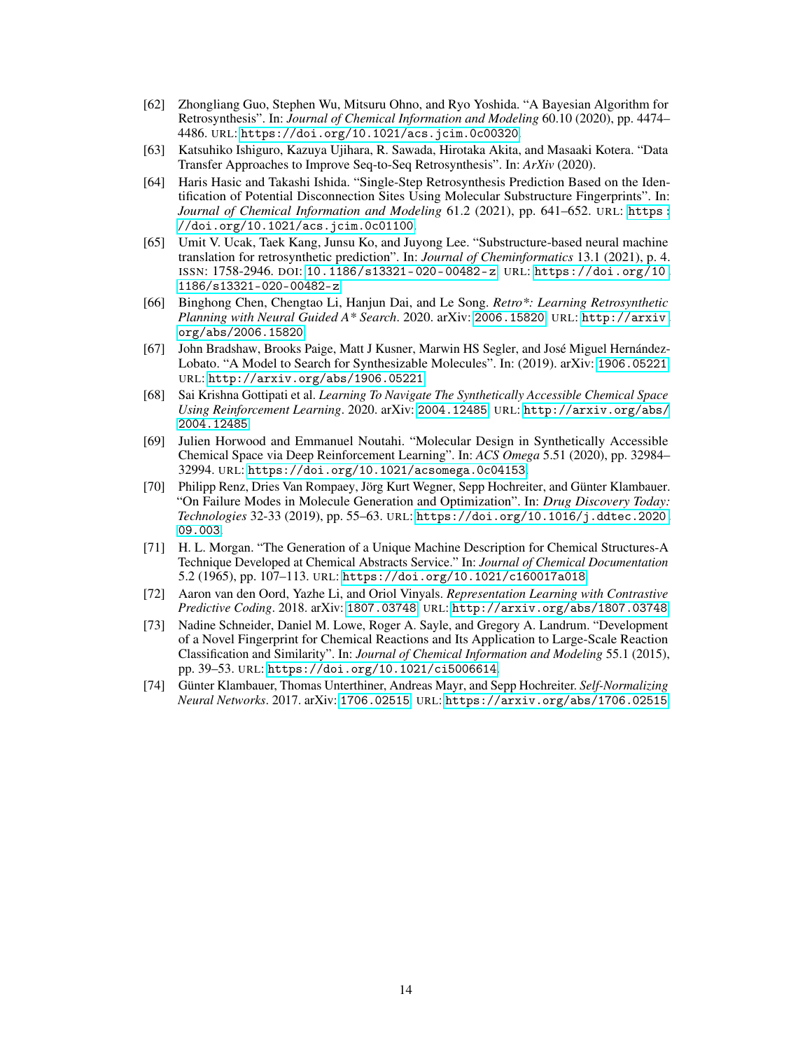[62] Zhongliang Guo, Stephen Wu, Mitsuru Ohno, and Ryo Yoshida. "A Bayesian Algorithm for Retrosynthesis". In: *Journal of Chemical Information and Modeling* 60.10 (2020), pp. 4474–4486. URL: https://doi.org/10.1021/acs.jcim.0c00320.

[63] Katsuhiko Ishiguro, Kazuya Ujihara, R. Sawada, Hirotaka Akita, and Masaaki Kotera. "Data Transfer Approaches to Improve Seq-to-Seq Retrosynthesis". In: *ArXiv* (2020).

[64] Haris Hasic and Takashi Ishida. "Single-Step Retrosynthesis Prediction Based on the Identification of Potential Disconnection Sites Using Molecular Substructure Fingerprints". In: *Journal of Chemical Information and Modeling* 61.2 (2021), pp. 641–652. URL: https://doi.org/10.1021/acs.jcim.0c01100.

[65] Umit V. Ucak, Taek Kang, Junsu Ko, and Juyong Lee. "Substructure-based neural machine translation for retrosynthetic prediction". In: *Journal of Cheminformatics* 13.1 (2021), p. 4. ISSN: 1758-2946. DOI: 10.1186/s13321-020-00482-z. URL: https://doi.org/10.1186/s13321-020-00482-z.

[66] Binghong Chen, Chengtao Li, Hanjun Dai, and Le Song. *Retro\*: Learning Retrosynthetic Planning with Neural Guided A\* Search*. 2020. arXiv: 2006.15820. URL: http://arxiv.org/abs/2006.15820.

[67] John Bradshaw, Brooks Paige, Matt J Kusner, Marwin HS Segler, and José Miguel Hernández-Lobato. "A Model to Search for Synthesizable Molecules". In: (2019). arXiv: 1906.05221. URL: http://arxiv.org/abs/1906.05221.

[68] Sai Krishna Gottipati et al. *Learning To Navigate The Synthetically Accessible Chemical Space Using Reinforcement Learning*. 2020. arXiv: 2004.12485. URL: http://arxiv.org/abs/2004.12485.

[69] Julien Horwood and Emmanuel Noutahi. "Molecular Design in Synthetically Accessible Chemical Space via Deep Reinforcement Learning". In: *ACS Omega* 5.51 (2020), pp. 32984–32994. URL: https://doi.org/10.1021/acsomega.0c04153.

[70] Philipp Renz, Dries Van Rompaey, Jörg Kurt Wegner, Sepp Hochreiter, and Günter Klambauer. "On Failure Modes in Molecule Generation and Optimization". In: *Drug Discovery Today: Technologies* 32-33 (2019), pp. 55–63. URL: https://doi.org/10.1016/j.ddtec.2020.09.003.

[71] H. L. Morgan. "The Generation of a Unique Machine Description for Chemical Structures-A Technique Developed at Chemical Abstracts Service." In: *Journal of Chemical Documentation* 5.2 (1965), pp. 107–113. URL: https://doi.org/10.1021/c160017a018.

[72] Aaron van den Oord, Yazhe Li, and Oriol Vinyals. *Representation Learning with Contrastive Predictive Coding*. 2018. arXiv: 1807.03748. URL: http://arxiv.org/abs/1807.03748.

[73] Nadine Schneider, Daniel M. Lowe, Roger A. Sayle, and Gregory A. Landrum. "Development of a Novel Fingerprint for Chemical Reactions and Its Application to Large-Scale Reaction Classification and Similarity". In: *Journal of Chemical Information and Modeling* 55.1 (2015), pp. 39–53. URL: https://doi.org/10.1021/ci5006614.

[74] Günter Klambauer, Thomas Unterthiner, Andreas Mayr, and Sepp Hochreiter. *Self-Normalizing Neural Networks*. 2017. arXiv: 1706.02515. URL: https://arxiv.org/abs/1706.02515.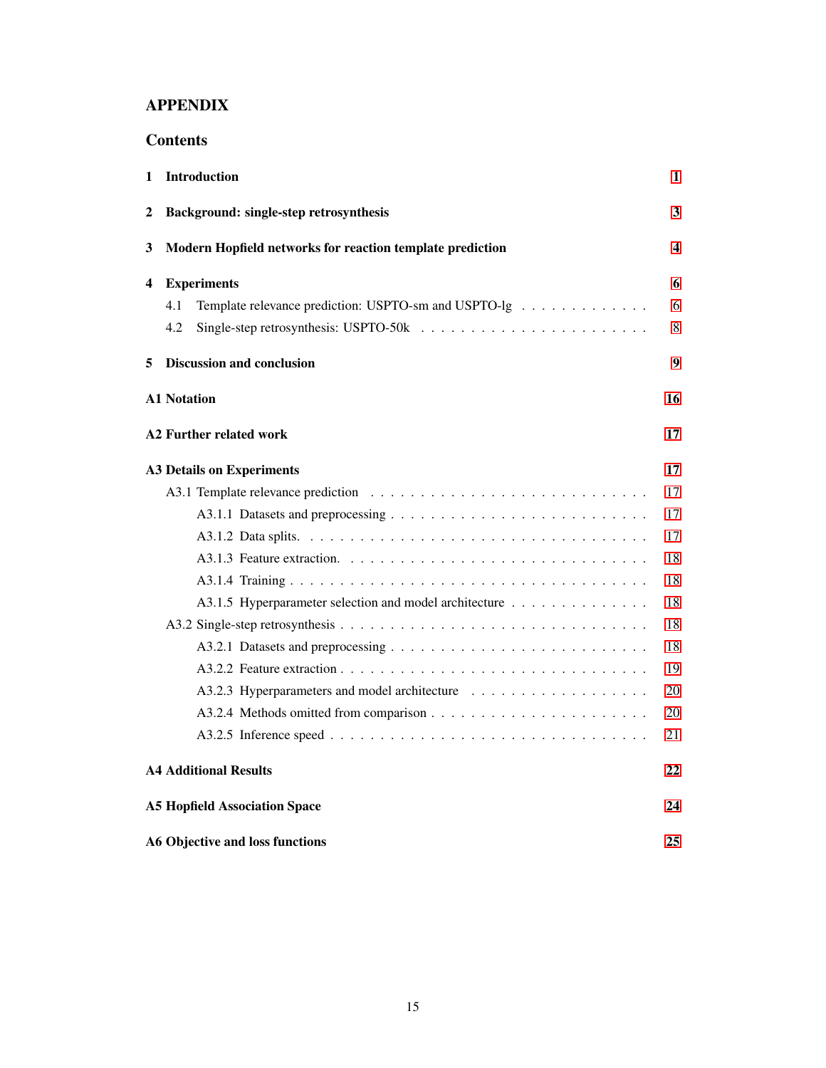# APPENDIX

## Contents

**1 Introduction** 1

**2 Background: single-step retrosynthesis** 3

**3 Modern Hopfield networks for reaction template prediction** 4

**4 Experiments** 6

- 4.1 Template relevance prediction: USPTO-sm and USPTO-lg . . . . . . . . . . . . . 6
- 4.2 Single-step retrosynthesis: USPTO-50k . . . . . . . . . . . . . . . . . . . . . . . 8

**5 Discussion and conclusion** 9

**A1 Notation** 16

**A2 Further related work** 17

**A3 Details on Experiments** 17

- A3.1 Template relevance prediction . . . . . . . . . . . . . . . . . . . . . . . . . . . 17
  - A3.1.1 Datasets and preprocessing . . . . . . . . . . . . . . . . . . . . . . . . . 17
  - A3.1.2 Data splits. . . . . . . . . . . . . . . . . . . . . . . . . . . . . . . . . . 17
  - A3.1.3 Feature extraction. . . . . . . . . . . . . . . . . . . . . . . . . . . . . . 18
  - A3.1.4 Training . . . . . . . . . . . . . . . . . . . . . . . . . . . . . . . . . . 18
  - A3.1.5 Hyperparameter selection and model architecture . . . . . . . . . . . . . . 18
- A3.2 Single-step retrosynthesis . . . . . . . . . . . . . . . . . . . . . . . . . . . . . . 18
  - A3.2.1 Datasets and preprocessing . . . . . . . . . . . . . . . . . . . . . . . . . 18
  - A3.2.2 Feature extraction . . . . . . . . . . . . . . . . . . . . . . . . . . . . . . 19
  - A3.2.3 Hyperparameters and model architecture . . . . . . . . . . . . . . . . . . 20
  - A3.2.4 Methods omitted from comparison . . . . . . . . . . . . . . . . . . . . . . 20
  - A3.2.5 Inference speed . . . . . . . . . . . . . . . . . . . . . . . . . . . . . . . 21

**A4 Additional Results** 22

**A5 Hopfield Association Space** 24

**A6 Objective and loss functions** 25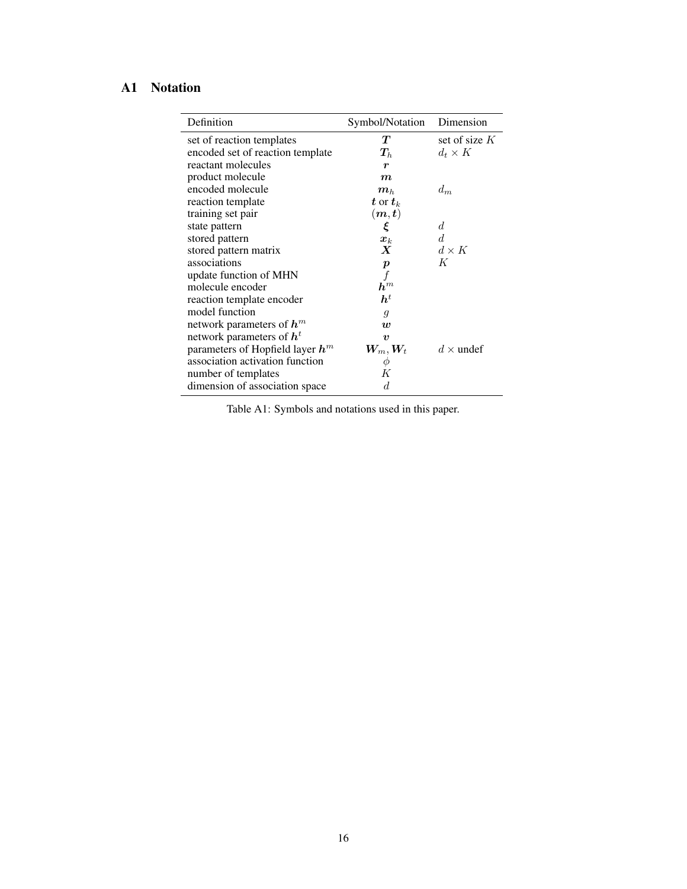## A1 Notation

| Definition | Symbol/Notation | Dimension |
|---|---|---|
| set of reaction templates | $\boldsymbol{T}$ | set of size $K$ |
| encoded set of reaction template | $\boldsymbol{T}_h$ | $d_t \times K$ |
| reactant molecules | $\boldsymbol{r}$ | |
| product molecule | $\boldsymbol{m}$ | |
| encoded molecule | $\boldsymbol{m}_h$ | $d_m$ |
| reaction template | $\boldsymbol{t}$ or $\boldsymbol{t}_k$ | |
| training set pair | $(\boldsymbol{m}, \boldsymbol{t})$ | |
| state pattern | $\boldsymbol{\xi}$ | $d$ |
| stored pattern | $\boldsymbol{x}_k$ | $d$ |
| stored pattern matrix | $\boldsymbol{X}$ | $d \times K$ |
| associations | $\boldsymbol{p}$ | $K$ |
| update function of MHN | $f$ | |
| molecule encoder | $\boldsymbol{h}^m$ | |
| reaction template encoder | $\boldsymbol{h}^t$ | |
| model function | $g$ | |
| network parameters of $\boldsymbol{h}^m$ | $\boldsymbol{w}$ | |
| network parameters of $\boldsymbol{h}^t$ | $\boldsymbol{v}$ | |
| parameters of Hopfield layer $\boldsymbol{h}^m$ | $\boldsymbol{W}_m, \boldsymbol{W}_t$ | $d \times$ undef |
| association activation function | $\phi$ | |
| number of templates | $K$ | |
| dimension of association space | $d$ | |

Table A1: Symbols and notations used in this paper.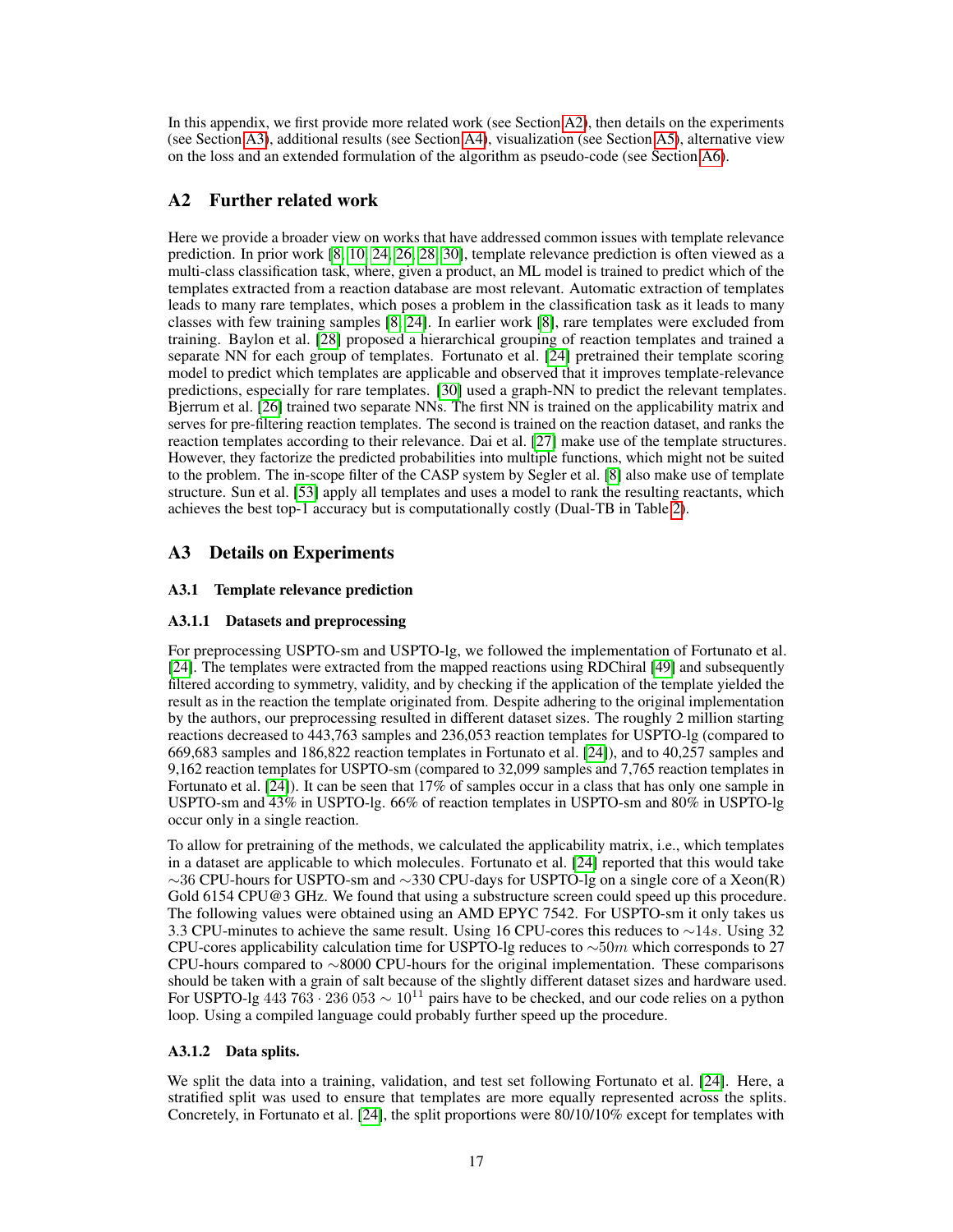In this appendix, we first provide more related work (see Section A2), then details on the experiments (see Section A3), additional results (see Section A4), visualization (see Section A5), alternative view on the loss and an extended formulation of the algorithm as pseudo-code (see Section A6).

## A2 Further related work

Here we provide a broader view on works that have addressed common issues with template relevance prediction. In prior work [8, 10, 24, 26, 28, 30], template relevance prediction is often viewed as a multi-class classification task, where, given a product, an ML model is trained to predict which of the templates extracted from a reaction database are most relevant. Automatic extraction of templates leads to many rare templates, which poses a problem in the classification task as it leads to many classes with few training samples [8, 24]. In earlier work [8], rare templates were excluded from training. Baylon et al. [28] proposed a hierarchical grouping of reaction templates and trained a separate NN for each group of templates. Fortunato et al. [24] pretrained their template scoring model to predict which templates are applicable and observed that it improves template-relevance predictions, especially for rare templates. [30] used a graph-NN to predict the relevant templates. Bjerrum et al. [26] trained two separate NNs. The first NN is trained on the applicability matrix and serves for pre-filtering reaction templates. The second is trained on the reaction dataset, and ranks the reaction templates according to their relevance. Dai et al. [27] make use of the template structures. However, they factorize the predicted probabilities into multiple functions, which might not be suited to the problem. The in-scope filter of the CASP system by Segler et al. [8] also make use of template structure. Sun et al. [53] apply all templates and uses a model to rank the resulting reactants, which achieves the best top-1 accuracy but is computationally costly (Dual-TB in Table 2).

## A3 Details on Experiments

### A3.1 Template relevance prediction

#### A3.1.1 Datasets and preprocessing

For preprocessing USPTO-sm and USPTO-lg, we followed the implementation of Fortunato et al. [24]. The templates were extracted from the mapped reactions using RDChiral [49] and subsequently filtered according to symmetry, validity, and by checking if the application of the template yielded the result as in the reaction the template originated from. Despite adhering to the original implementation by the authors, our preprocessing resulted in different dataset sizes. The roughly 2 million starting reactions decreased to 443,763 samples and 236,053 reaction templates for USPTO-lg (compared to 669,683 samples and 186,822 reaction templates in Fortunato et al. [24]), and to 40,257 samples and 9,162 reaction templates for USPTO-sm (compared to 32,099 samples and 7,765 reaction templates in Fortunato et al. [24]). It can be seen that 17% of samples occur in a class that has only one sample in USPTO-sm and 43% in USPTO-lg. 66% of reaction templates in USPTO-sm and 80% in USPTO-lg occur only in a single reaction.

To allow for pretraining of the methods, we calculated the applicability matrix, i.e., which templates in a dataset are applicable to which molecules. Fortunato et al. [24] reported that this would take $\sim$36 CPU-hours for USPTO-sm and $\sim$330 CPU-days for USPTO-lg on a single core of a Xeon(R) Gold 6154 CPU@3 GHz. We found that using a substructure screen could speed up this procedure. The following values were obtained using an AMD EPYC 7542. For USPTO-sm it only takes us 3.3 CPU-minutes to achieve the same result. Using 16 CPU-cores this reduces to $\sim 14s$. Using 32 CPU-cores applicability calculation time for USPTO-lg reduces to $\sim 50m$ which corresponds to 27 CPU-hours compared to $\sim$8000 CPU-hours for the original implementation. These comparisons should be taken with a grain of salt because of the slightly different dataset sizes and hardware used. For USPTO-lg $443\,763 \cdot 236\,053 \sim 10^{11}$ pairs have to be checked, and our code relies on a python loop. Using a compiled language could probably further speed up the procedure.

#### A3.1.2 Data splits.

We split the data into a training, validation, and test set following Fortunato et al. [24]. Here, a stratified split was used to ensure that templates are more equally represented across the splits. Concretely, in Fortunato et al. [24], the split proportions were 80/10/10% except for templates with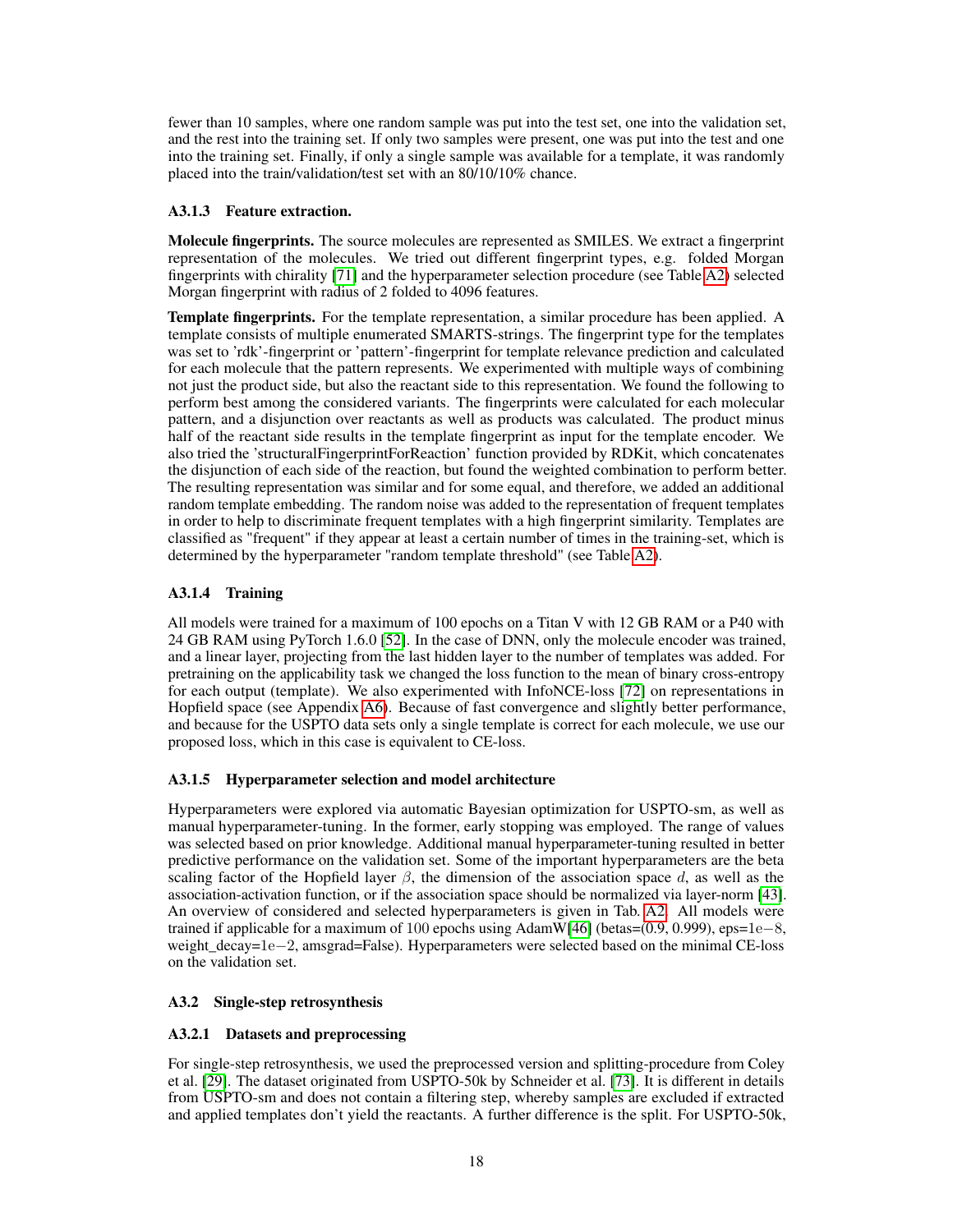fewer than 10 samples, where one random sample was put into the test set, one into the validation set, and the rest into the training set. If only two samples were present, one was put into the test and one into the training set. Finally, if only a single sample was available for a template, it was randomly placed into the train/validation/test set with an 80/10/10% chance.

#### A3.1.3 Feature extraction.

**Molecule fingerprints.** The source molecules are represented as SMILES. We extract a fingerprint representation of the molecules. We tried out different fingerprint types, e.g. folded Morgan fingerprints with chirality [71] and the hyperparameter selection procedure (see Table A2) selected Morgan fingerprint with radius of 2 folded to 4096 features.

**Template fingerprints.** For the template representation, a similar procedure has been applied. A template consists of multiple enumerated SMARTS-strings. The fingerprint type for the templates was set to 'rdk'-fingerprint or 'pattern'-fingerprint for template relevance prediction and calculated for each molecule that the pattern represents. We experimented with multiple ways of combining not just the product side, but also the reactant side to this representation. We found the following to perform best among the considered variants. The fingerprints were calculated for each molecular pattern, and a disjunction over reactants as well as products was calculated. The product minus half of the reactant side results in the template fingerprint as input for the template encoder. We also tried the 'structuralFingerprintForReaction' function provided by RDKit, which concatenates the disjunction of each side of the reaction, but found the weighted combination to perform better. The resulting representation was similar and for some equal, and therefore, we added an additional random template embedding. The random noise was added to the representation of frequent templates in order to help to discriminate frequent templates with a high fingerprint similarity. Templates are classified as "frequent" if they appear at least a certain number of times in the training-set, which is determined by the hyperparameter "random template threshold" (see Table A2).

#### A3.1.4 Training

All models were trained for a maximum of 100 epochs on a Titan V with 12 GB RAM or a P40 with 24 GB RAM using PyTorch 1.6.0 [52]. In the case of DNN, only the molecule encoder was trained, and a linear layer, projecting from the last hidden layer to the number of templates was added. For pretraining on the applicability task we changed the loss function to the mean of binary cross-entropy for each output (template). We also experimented with InfoNCE-loss [72] on representations in Hopfield space (see Appendix A6). Because of fast convergence and slightly better performance, and because for the USPTO data sets only a single template is correct for each molecule, we use our proposed loss, which in this case is equivalent to CE-loss.

#### A3.1.5 Hyperparameter selection and model architecture

Hyperparameters were explored via automatic Bayesian optimization for USPTO-sm, as well as manual hyperparameter-tuning. In the former, early stopping was employed. The range of values was selected based on prior knowledge. Additional manual hyperparameter-tuning resulted in better predictive performance on the validation set. Some of the important hyperparameters are the beta scaling factor of the Hopfield layer $\beta$, the dimension of the association space $d$, as well as the association-activation function, or if the association space should be normalized via layer-norm [43]. An overview of considered and selected hyperparameters is given in Tab. A2. All models were trained if applicable for a maximum of 100 epochs using AdamW[46] (betas=(0.9, 0.999), eps=$1\mathrm{e}{-8}$, weight_decay=$1\mathrm{e}{-2}$, amsgrad=False). Hyperparameters were selected based on the minimal CE-loss on the validation set.

### A3.2 Single-step retrosynthesis

#### A3.2.1 Datasets and preprocessing

For single-step retrosynthesis, we used the preprocessed version and splitting-procedure from Coley et al. [29]. The dataset originated from USPTO-50k by Schneider et al. [73]. It is different in details from USPTO-sm and does not contain a filtering step, whereby samples are excluded if extracted and applied templates don't yield the reactants. A further difference is the split. For USPTO-50k,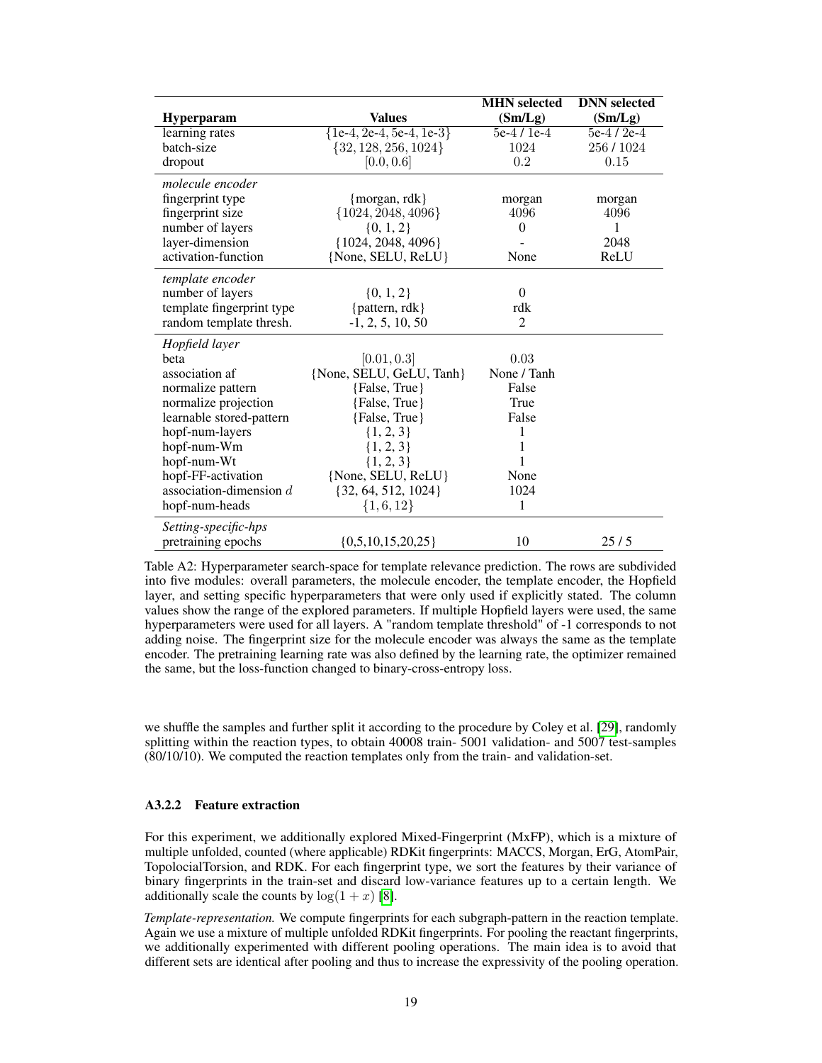| Hyperparam | Values | MHN selected (Sm/Lg) | DNN selected (Sm/Lg) |
|---|---|---|---|
| learning rates | {1e-4, 2e-4, 5e-4, 1e-3} | 5e-4 / 1e-4 | 5e-4 / 2e-4 |
| batch-size | $\{32, 128, 256, 1024\}$ | 1024 | 256 / 1024 |
| dropout | $[0.0, 0.6]$ | 0.2 | 0.15 |
| *molecule encoder* | | | |
| fingerprint type | {morgan, rdk} | morgan | morgan |
| fingerprint size | $\{1024, 2048, 4096\}$ | 4096 | 4096 |
| number of layers | {0, 1, 2} | 0 | 1 |
| layer-dimension | $\{1024, 2048, 4096\}$ | - | 2048 |
| activation-function | {None, SELU, ReLU} | None | ReLU |
| *template encoder* | | | |
| number of layers | {0, 1, 2} | 0 | |
| template fingerprint type | {pattern, rdk} | rdk | |
| random template thresh. | -1, 2, 5, 10, 50 | 2 | |
| *Hopfield layer* | | | |
| beta | $[0.01, 0.3]$ | 0.03 | |
| association af | {None, SELU, GeLU, Tanh} | None / Tanh | |
| normalize pattern | {False, True} | False | |
| normalize projection | {False, True} | True | |
| learnable stored-pattern | {False, True} | False | |
| hopf-num-layers | {1, 2, 3} | 1 | |
| hopf-num-Wm | {1, 2, 3} | 1 | |
| hopf-num-Wt | {1, 2, 3} | 1 | |
| hopf-FF-activation | {None, SELU, ReLU} | None | |
| association-dimension $d$ | {32, 64, 512, 1024} | 1024 | |
| hopf-num-heads | $\{1, 6, 12\}$ | 1 | |
| *Setting-specific-hps* | | | |
| pretraining epochs | {0,5,10,15,20,25} | 10 | 25 / 5 |

Table A2: Hyperparameter search-space for template relevance prediction. The rows are subdivided into five modules: overall parameters, the molecule encoder, the template encoder, the Hopfield layer, and setting specific hyperparameters that were only used if explicitly stated. The column values show the range of the explored parameters. If multiple Hopfield layers were used, the same hyperparameters were used for all layers. A "random template threshold" of -1 corresponds to not adding noise. The fingerprint size for the molecule encoder was always the same as the template encoder. The pretraining learning rate was also defined by the learning rate, the optimizer remained the same, but the loss-function changed to binary-cross-entropy loss.

we shuffle the samples and further split it according to the procedure by Coley et al. [29], randomly splitting within the reaction types, to obtain 40008 train- 5001 validation- and 5007 test-samples (80/10/10). We computed the reaction templates only from the train- and validation-set.

#### A3.2.2 Feature extraction

For this experiment, we additionally explored Mixed-Fingerprint (MxFP), which is a mixture of multiple unfolded, counted (where applicable) RDKit fingerprints: MACCS, Morgan, ErG, AtomPair, TopolocialTorsion, and RDK. For each fingerprint type, we sort the features by their variance of binary fingerprints in the train-set and discard low-variance features up to a certain length. We additionally scale the counts by $\log(1 + x)$ [8].

*Template-representation.* We compute fingerprints for each subgraph-pattern in the reaction template. Again we use a mixture of multiple unfolded RDKit fingerprints. For pooling the reactant fingerprints, we additionally experimented with different pooling operations. The main idea is to avoid that different sets are identical after pooling and thus to increase the expressivity of the pooling operation.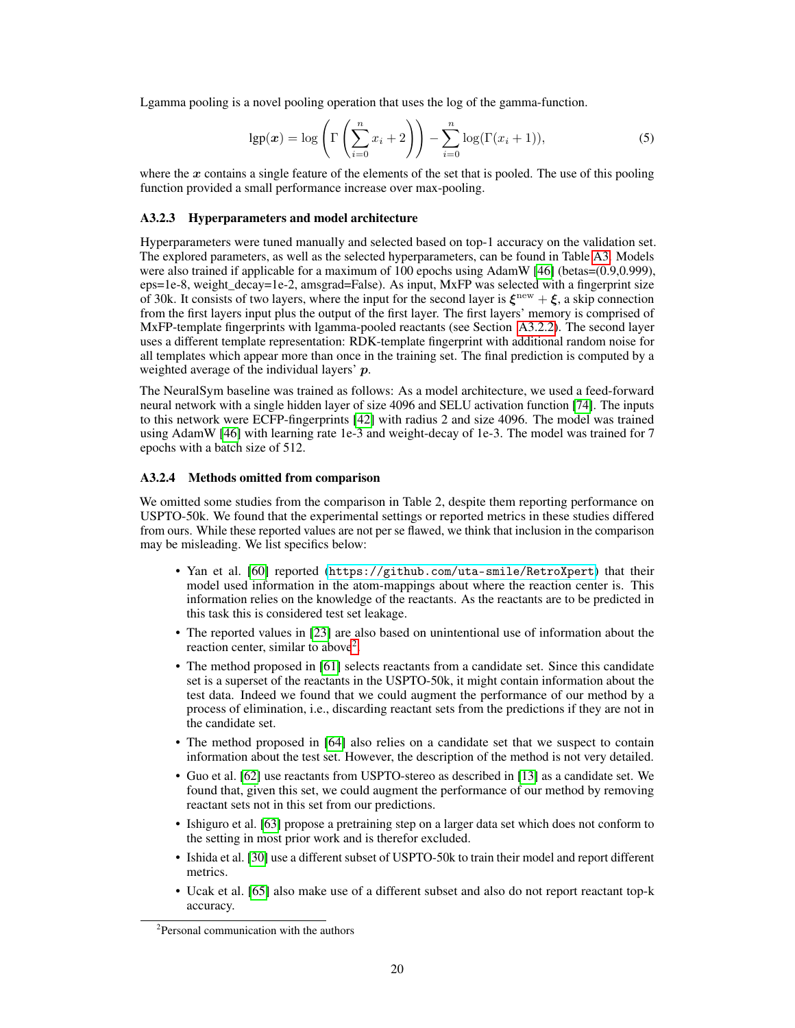Lgamma pooling is a novel pooling operation that uses the log of the gamma-function.

$$\mathrm{lgp}(\boldsymbol{x}) = \log\left(\Gamma\left(\sum_{i=0}^{n} x_i + 2\right)\right) - \sum_{i=0}^{n} \log(\Gamma(x_i + 1)), \tag{5}$$

where the $\boldsymbol{x}$ contains a single feature of the elements of the set that is pooled. The use of this pooling function provided a small performance increase over max-pooling.

### A3.2.3 Hyperparameters and model architecture

Hyperparameters were tuned manually and selected based on top-1 accuracy on the validation set. The explored parameters, as well as the selected hyperparameters, can be found in Table A3. Models were also trained if applicable for a maximum of 100 epochs using AdamW [46] (betas=(0.9,0.999), eps=1e-8, weight_decay=1e-2, amsgrad=False). As input, MxFP was selected with a fingerprint size of 30k. It consists of two layers, where the input for the second layer is $\boldsymbol{\xi}^{\text{new}} + \boldsymbol{\xi}$, a skip connection from the first layers input plus the output of the first layer. The first layers' memory is comprised of MxFP-template fingerprints with lgamma-pooled reactants (see Section A3.2.2). The second layer uses a different template representation: RDK-template fingerprint with additional random noise for all templates which appear more than once in the training set. The final prediction is computed by a weighted average of the individual layers' $\boldsymbol{p}$.

The NeuralSym baseline was trained as follows: As a model architecture, we used a feed-forward neural network with a single hidden layer of size 4096 and SELU activation function [74]. The inputs to this network were ECFP-fingerprints [42] with radius 2 and size 4096. The model was trained using AdamW [46] with learning rate 1e-3 and weight-decay of 1e-3. The model was trained for 7 epochs with a batch size of 512.

### A3.2.4 Methods omitted from comparison

We omitted some studies from the comparison in Table 2, despite them reporting performance on USPTO-50k. We found that the experimental settings or reported metrics in these studies differed from ours. While these reported values are not per se flawed, we think that inclusion in the comparison may be misleading. We list specifics below:

- Yan et al. [60] reported (https://github.com/uta-smile/RetroXpert) that their model used information in the atom-mappings about where the reaction center is. This information relies on the knowledge of the reactants. As the reactants are to be predicted in this task this is considered test set leakage.
- The reported values in [23] are also based on unintentional use of information about the reaction center, similar to above[2].
- The method proposed in [61] selects reactants from a candidate set. Since this candidate set is a superset of the reactants in the USPTO-50k, it might contain information about the test data. Indeed we found that we could augment the performance of our method by a process of elimination, i.e., discarding reactant sets from the predictions if they are not in the candidate set.
- The method proposed in [64] also relies on a candidate set that we suspect to contain information about the test set. However, the description of the method is not very detailed.
- Guo et al. [62] use reactants from USPTO-stereo as described in [13] as a candidate set. We found that, given this set, we could augment the performance of our method by removing reactant sets not in this set from our predictions.
- Ishiguro et al. [63] propose a pretraining step on a larger data set which does not conform to the setting in most prior work and is therefor excluded.
- Ishida et al. [30] use a different subset of USPTO-50k to train their model and report different metrics.
- Ucak et al. [65] also make use of a different subset and also do not report reactant top-k accuracy.

[2] Personal communication with the authors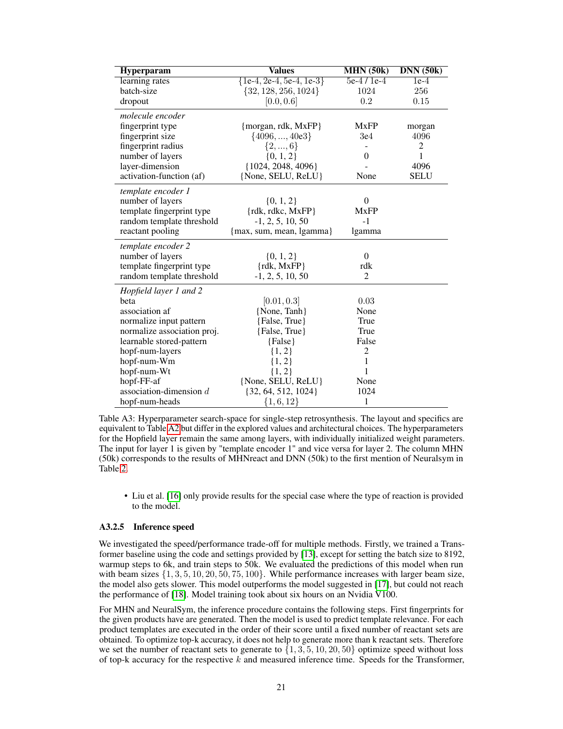| Hyperparam | Values | MHN (50k) | DNN (50k) |
|---|---|---|---|
| learning rates | {1e-4, 2e-4, 5e-4, 1e-3} | 5e-4 / 1e-4 | 1e-4 |
| batch-size | $\{32, 128, 256, 1024\}$ | 1024 | 256 |
| dropout | $[0.0, 0.6]$ | 0.2 | 0.15 |
| *molecule encoder* | | | |
| fingerprint type | {morgan, rdk, MxFP} | MxFP | morgan |
| fingerprint size | $\{4096, ..., 40e3\}$ | 3e4 | 4096 |
| fingerprint radius | $\{2, ..., 6\}$ | - | 2 |
| number of layers | $\{0, 1, 2\}$ | 0 | 1 |
| layer-dimension | $\{1024, 2048, 4096\}$ | - | 4096 |
| activation-function (af) | {None, SELU, ReLU} | None | SELU |
| *template encoder 1* | | | |
| number of layers | $\{0, 1, 2\}$ | 0 | |
| template fingerprint type | {rdk, rdkc, MxFP} | MxFP | |
| random template threshold | -1, 2, 5, 10, 50 | -1 | |
| reactant pooling | {max, sum, mean, lgamma} | lgamma | |
| *template encoder 2* | | | |
| number of layers | $\{0, 1, 2\}$ | 0 | |
| template fingerprint type | {rdk, MxFP} | rdk | |
| random template threshold | -1, 2, 5, 10, 50 | 2 | |
| *Hopfield layer 1 and 2* | | | |
| beta | $[0.01, 0.3]$ | 0.03 | |
| association af | {None, Tanh} | None | |
| normalize input pattern | {False, True} | True | |
| normalize association proj. | {False, True} | True | |
| learnable stored-pattern | {False} | False | |
| hopf-num-layers | $\{1, 2\}$ | 2 | |
| hopf-num-Wm | $\{1, 2\}$ | 1 | |
| hopf-num-Wt | $\{1, 2\}$ | 1 | |
| hopf-FF-af | {None, SELU, ReLU} | None | |
| association-dimension $d$ | $\{32, 64, 512, 1024\}$ | 1024 | |
| hopf-num-heads | $\{1, 6, 12\}$ | 1 | |

Table A3: Hyperparameter search-space for single-step retrosynthesis. The layout and specifics are equivalent to Table A2 but differ in the explored values and architectural choices. The hyperparameters for the Hopfield layer remain the same among layers, with individually initialized weight parameters. The input for layer 1 is given by "template encoder 1" and vice versa for layer 2. The column MHN (50k) corresponds to the results of MHNreact and DNN (50k) to the first mention of Neuralsym in Table 2.

- Liu et al. [16] only provide results for the special case where the type of reaction is provided to the model.

#### A3.2.5 Inference speed

We investigated the speed/performance trade-off for multiple methods. Firstly, we trained a Transformer baseline using the code and settings provided by [13], except for setting the batch size to 8192, warmup steps to 6k, and train steps to 50k. We evaluated the predictions of this model when run with beam sizes $\{1, 3, 5, 10, 20, 50, 75, 100\}$. While performance increases with larger beam size, the model also gets slower. This model outperforms the model suggested in [17], but could not reach the performance of [18]. Model training took about six hours on an Nvidia V100.

For MHN and NeuralSym, the inference procedure contains the following steps. First fingerprints for the given products have are generated. Then the model is used to predict template relevance. For each product templates are executed in the order of their score until a fixed number of reactant sets are obtained. To optimize top-k accuracy, it does not help to generate more than k reactant sets. Therefore we set the number of reactant sets to generate to $\{1, 3, 5, 10, 20, 50\}$ optimize speed without loss of top-k accuracy for the respective $k$ and measured inference time. Speeds for the Transformer,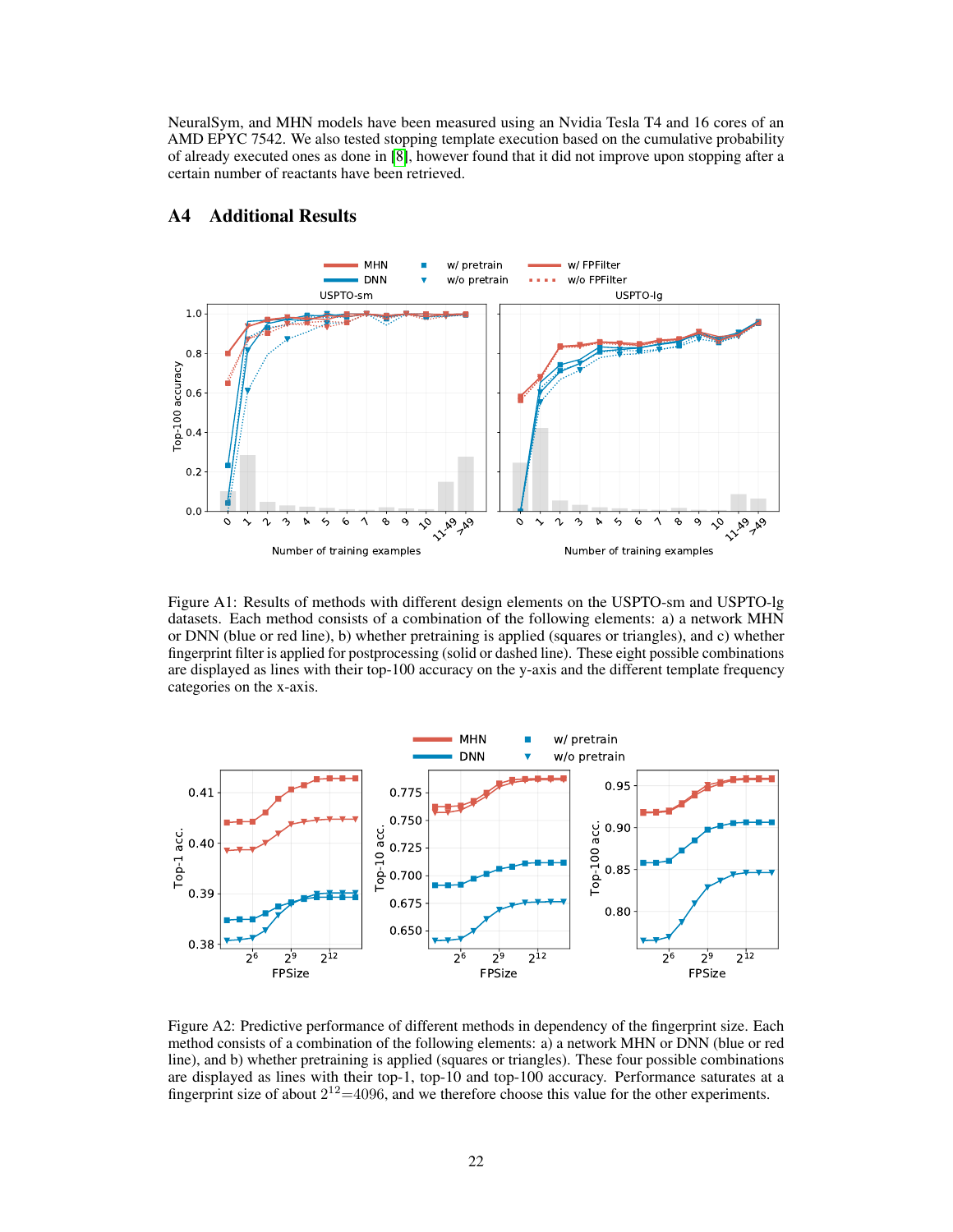NeuralSym, and MHN models have been measured using an Nvidia Tesla T4 and 16 cores of an AMD EPYC 7542. We also tested stopping template execution based on the cumulative probability of already executed ones as done in [8], however found that it did not improve upon stopping after a certain number of reactants have been retrieved.

## A4 Additional Results

Figure A1: Results of methods with different design elements on the USPTO-sm and USPTO-lg datasets. Each method consists of a combination of the following elements: a) a network MHN or DNN (blue or red line), b) whether pretraining is applied (squares or triangles), and c) whether fingerprint filter is applied for postprocessing (solid or dashed line). These eight possible combinations are displayed as lines with their top-100 accuracy on the y-axis and the different template frequency categories on the x-axis.

Figure A2: Predictive performance of different methods in dependency of the fingerprint size. Each method consists of a combination of the following elements: a) a network MHN or DNN (blue or red line), and b) whether pretraining is applied (squares or triangles). These four possible combinations are displayed as lines with their top-1, top-10 and top-100 accuracy. Performance saturates at a fingerprint size of about $2^{12}$=4096, and we therefore choose this value for the other experiments.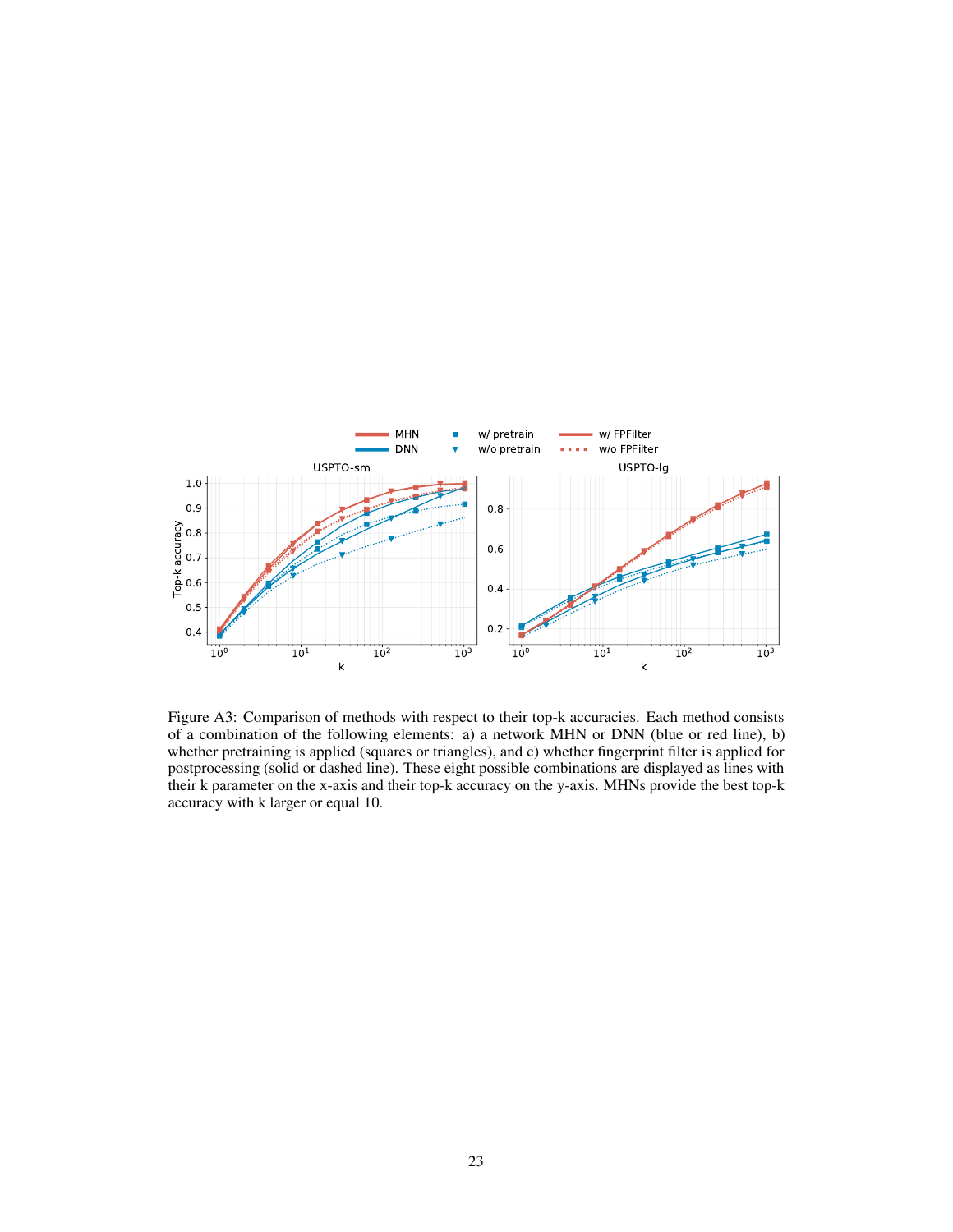Figure A3: Comparison of methods with respect to their top-k accuracies. Each method consists of a combination of the following elements: a) a network MHN or DNN (blue or red line), b) whether pretraining is applied (squares or triangles), and c) whether fingerprint filter is applied for postprocessing (solid or dashed line). These eight possible combinations are displayed as lines with their k parameter on the x-axis and their top-k accuracy on the y-axis. MHNs provide the best top-k accuracy with k larger or equal 10.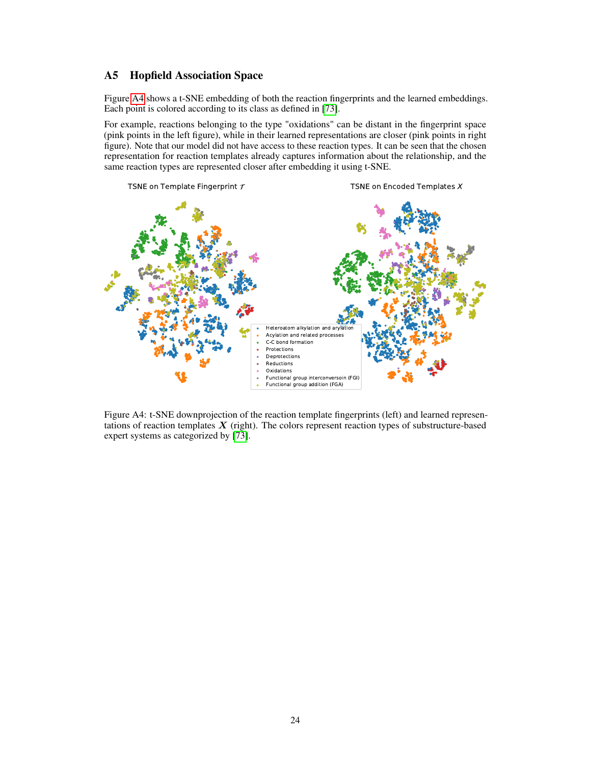## A5 Hopfield Association Space

Figure A4 shows a t-SNE embedding of both the reaction fingerprints and the learned embeddings. Each point is colored according to its class as defined in [73].

For example, reactions belonging to the type "oxidations" can be distant in the fingerprint space (pink points in the left figure), while in their learned representations are closer (pink points in right figure). Note that our model did not have access to these reaction types. It can be seen that the chosen representation for reaction templates already captures information about the relationship, and the same reaction types are represented closer after embedding it using t-SNE.

Figure A4: t-SNE downprojection of the reaction template fingerprints (left) and learned representations of reaction templates $\boldsymbol{X}$ (right). The colors represent reaction types of substructure-based expert systems as categorized by [73].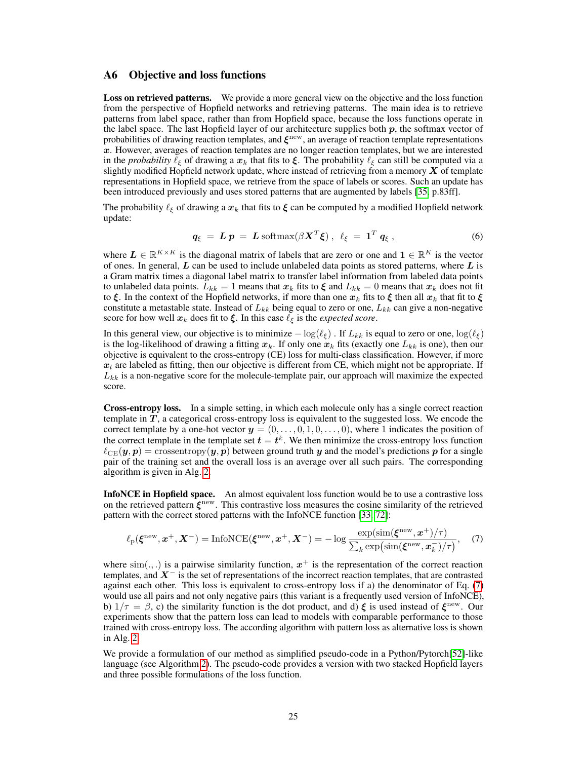## A6 Objective and loss functions

**Loss on retrieved patterns.** We provide a more general view on the objective and the loss function from the perspective of Hopfield networks and retrieving patterns. The main idea is to retrieve patterns from label space, rather than from Hopfield space, because the loss functions operate in the label space. The last Hopfield layer of our architecture supplies both $\boldsymbol{p}$, the softmax vector of probabilities of drawing reaction templates, and $\boldsymbol{\xi}^{\text{new}}$, an average of reaction template representations $\boldsymbol{x}$. However, averages of reaction templates are no longer reaction templates, but we are interested in the *probability* $\ell_\xi$ of drawing a $\boldsymbol{x}_k$ that fits to $\boldsymbol{\xi}$. The probability $\ell_\xi$ can still be computed via a slightly modified Hopfield network update, where instead of retrieving from a memory $\boldsymbol{X}$ of template representations in Hopfield space, we retrieve from the space of labels or scores. Such an update has been introduced previously and uses stored patterns that are augmented by labels [35, p.83ff].

The probability $\ell_\xi$ of drawing a $\boldsymbol{x}_k$ that fits to $\boldsymbol{\xi}$ can be computed by a modified Hopfield network update:

$$\boldsymbol{q}_\xi \ = \ \boldsymbol{L}\, \boldsymbol{p} \ = \ \boldsymbol{L}\, \mathrm{softmax}(\beta \boldsymbol{X}^T \boldsymbol{\xi}) \ , \ \ \ell_\xi \ = \ \boldsymbol{1}^T \, \boldsymbol{q}_\xi \ , \tag{6}$$

where $\boldsymbol{L} \in \mathbb{R}^{K \times K}$ is the diagonal matrix of labels that are zero or one and $\boldsymbol{1} \in \mathbb{R}^K$ is the vector of ones. In general, $\boldsymbol{L}$ can be used to include unlabeled data points as stored patterns, where $\boldsymbol{L}$ is a Gram matrix times a diagonal label matrix to transfer label information from labeled data points to unlabeled data points. $L_{kk} = 1$ means that $\boldsymbol{x}_k$ fits to $\boldsymbol{\xi}$ and $L_{kk} = 0$ means that $\boldsymbol{x}_k$ does not fit to $\boldsymbol{\xi}$. In the context of the Hopfield networks, if more than one $\boldsymbol{x}_k$ fits to $\boldsymbol{\xi}$ then all $\boldsymbol{x}_k$ that fit to $\boldsymbol{\xi}$ constitute a metastable state. Instead of $L_{kk}$ being equal to zero or one, $L_{kk}$ can give a non-negative score for how well $\boldsymbol{x}_k$ does fit to $\boldsymbol{\xi}$. In this case $\ell_\xi$ is the *expected score*.

In this general view, our objective is to minimize $-\log(\ell_\xi)$ . If $L_{kk}$ is equal to zero or one, $\log(\ell_\xi)$ is the log-likelihood of drawing a fitting $\boldsymbol{x}_k$. If only one $\boldsymbol{x}_k$ fits (exactly one $L_{kk}$ is one), then our objective is equivalent to the cross-entropy (CE) loss for multi-class classification. However, if more $\boldsymbol{x}_l$ are labeled as fitting, then our objective is different from CE, which might not be appropriate. If $L_{kk}$ is a non-negative score for the molecule-template pair, our approach will maximize the expected score.

**Cross-entropy loss.** In a simple setting, in which each molecule only has a single correct reaction template in $\boldsymbol{T}$, a categorical cross-entropy loss is equivalent to the suggested loss. We encode the correct template by a one-hot vector $\boldsymbol{y} = (0, \ldots, 0, 1, 0, \ldots, 0)$, where 1 indicates the position of the correct template in the template set $\boldsymbol{t} = \boldsymbol{t}^k$. We then minimize the cross-entropy loss function $\ell_{\text{CE}}(\boldsymbol{y}, \boldsymbol{p}) = \mathrm{crossentropy}(\boldsymbol{y}, \boldsymbol{p})$ between ground truth $\boldsymbol{y}$ and the model's predictions $\boldsymbol{p}$ for a single pair of the training set and the overall loss is an average over all such pairs. The corresponding algorithm is given in Alg. 2.

**InfoNCE in Hopfield space.** An almost equivalent loss function would be to use a contrastive loss on the retrieved pattern $\boldsymbol{\xi}^{\text{new}}$. This contrastive loss measures the cosine similarity of the retrieved pattern with the correct stored patterns with the InfoNCE function [33, 72]:

$$\ell_{\text{p}}(\boldsymbol{\xi}^{\text{new}}, \boldsymbol{x}^+, \boldsymbol{X}^-) = \mathrm{InfoNCE}(\boldsymbol{\xi}^{\text{new}}, \boldsymbol{x}^+, \boldsymbol{X}^-) = -\log \frac{\exp(\mathrm{sim}(\boldsymbol{\xi}^{\text{new}}, \boldsymbol{x}^+)/\tau)}{\sum_k \exp\big(\mathrm{sim}(\boldsymbol{\xi}^{\text{new}}, \boldsymbol{x}_k^-)/\tau\big)}, \tag{7}$$

where $\mathrm{sim}(.,.)$ is a pairwise similarity function, $\boldsymbol{x}^+$ is the representation of the correct reaction templates, and $\boldsymbol{X}^-$ is the set of representations of the incorrect reaction templates, that are contrasted against each other. This loss is equivalent to cross-entropy loss if a) the denominator of Eq. (7) would use all pairs and not only negative pairs (this variant is a frequently used version of InfoNCE), b) $1/\tau = \beta$, c) the similarity function is the dot product, and d) $\boldsymbol{\xi}$ is used instead of $\boldsymbol{\xi}^{\text{new}}$. Our experiments show that the pattern loss can lead to models with comparable performance to those trained with cross-entropy loss. The according algorithm with pattern loss as alternative loss is shown in Alg. 2.

We provide a formulation of our method as simplified pseudo-code in a Python/Pytorch[52]-like language (see Algorithm 2). The pseudo-code provides a version with two stacked Hopfield layers and three possible formulations of the loss function.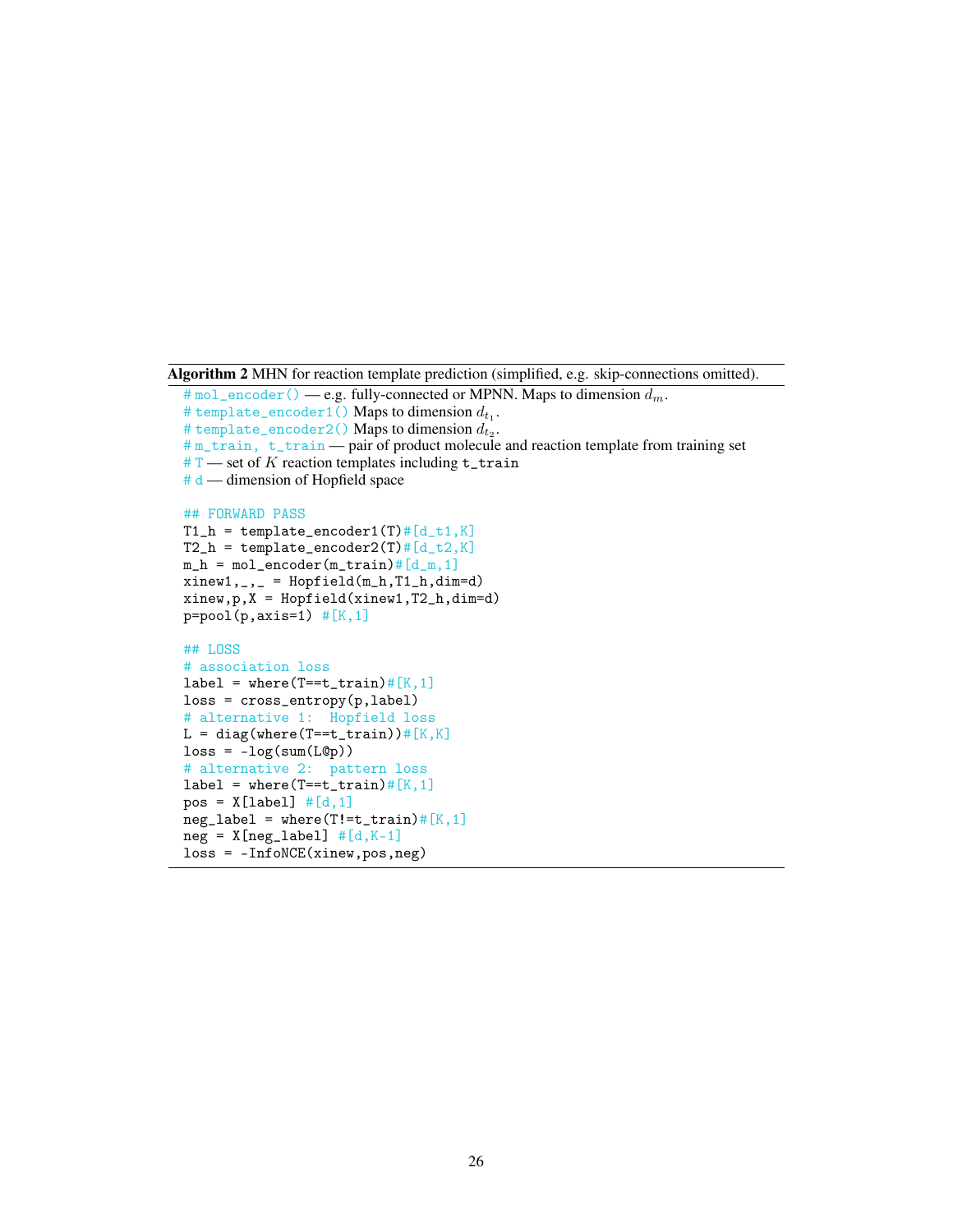**Algorithm 2** MHN for reaction template prediction (simplified, e.g. skip-connections omitted).

```
# mol_encoder() — e.g. fully-connected or MPNN. Maps to dimension d_m.
# template_encoder1() Maps to dimension d_t1.
# template_encoder2() Maps to dimension d_t2.
# m_train, t_train — pair of product molecule and reaction template from training set
# T — set of K reaction templates including t_train
# d — dimension of Hopfield space

## FORWARD PASS
T1_h = template_encoder1(T)#[d_t1,K]
T2_h = template_encoder2(T)#[d_t2,K]
m_h = mol_encoder(m_train)#[d_m,1]
xinew1,_,_ = Hopfield(m_h,T1_h,dim=d)
xinew,p,X = Hopfield(xinew1,T2_h,dim=d)
p=pool(p,axis=1) #[K,1]

## LOSS
# association loss
label = where(T==t_train)#[K,1]
loss = cross_entropy(p,label)
# alternative 1:  Hopfield loss
L = diag(where(T==t_train))#[K,K]
loss = -log(sum(L@p))
# alternative 2:  pattern loss
label = where(T==t_train)#[K,1]
pos = X[label] #[d,1]
neg_label = where(T!=t_train)#[K,1]
neg = X[neg_label] #[d,K-1]
loss = -InfoNCE(xinew,pos,neg)
```